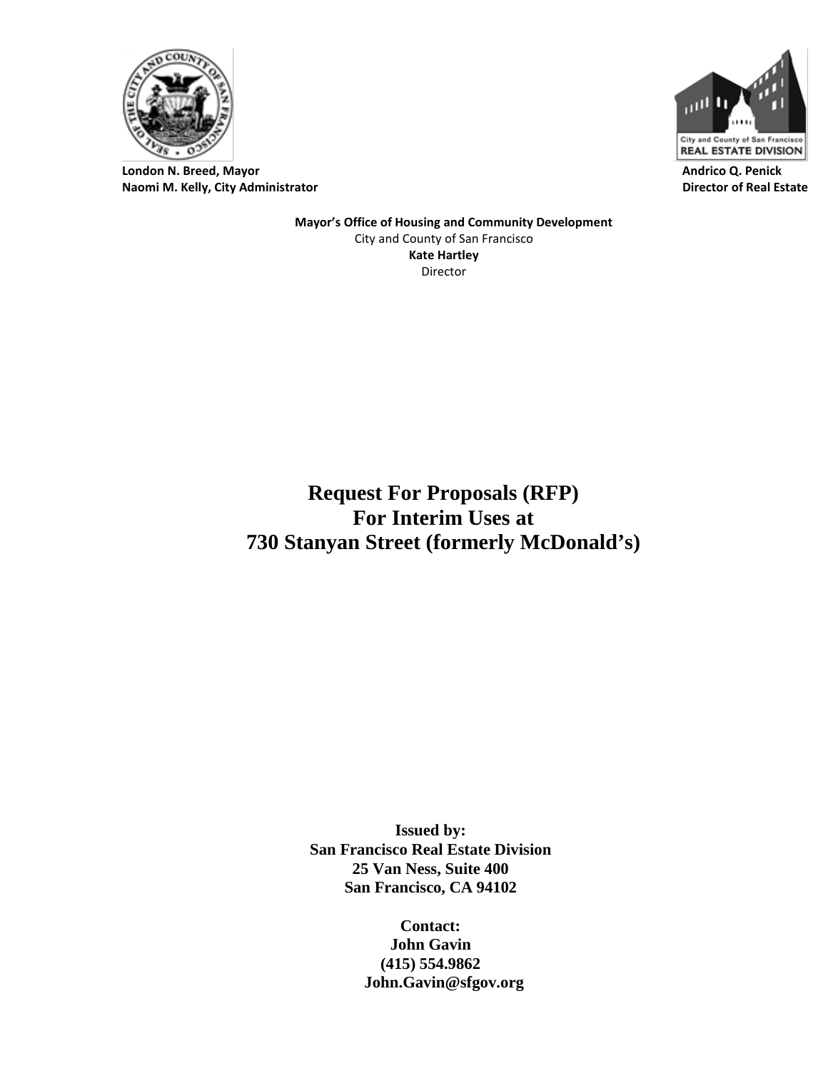**London N. Breed, Mayor**
**Naomi M. Kelly, City Administrator**

**Andrico Q. Penick**
**Director of Real Estate**

**Mayor's Office of Housing and Community Development**
City and County of San Francisco
**Kate Hartley**
Director

# Request For Proposals (RFP) For Interim Uses at 730 Stanyan Street (formerly McDonald's)

**Issued by:**
**San Francisco Real Estate Division**
**25 Van Ness, Suite 400**
**San Francisco, CA 94102**

**Contact:**
**John Gavin**
**(415) 554.9862**
**John.Gavin@sfgov.org**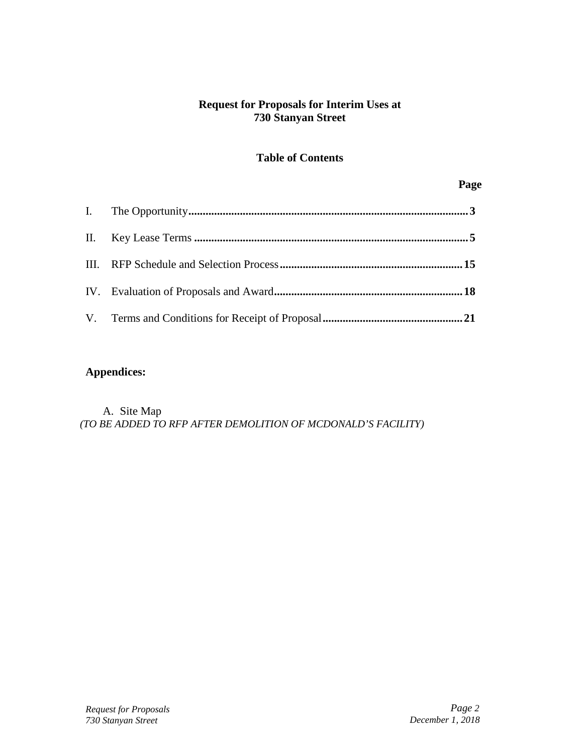**Request for Proposals for Interim Uses at**
**730 Stanyan Street**

**Table of Contents**

| | | Page |
|---|---|---|
| I. | The Opportunity | 3 |
| II. | Key Lease Terms | 5 |
| III. | RFP Schedule and Selection Process | 15 |
| IV. | Evaluation of Proposals and Award | 18 |
| V. | Terms and Conditions for Receipt of Proposal | 21 |

**Appendices:**

A. Site Map
*(TO BE ADDED TO RFP AFTER DEMOLITION OF MCDONALD'S FACILITY)*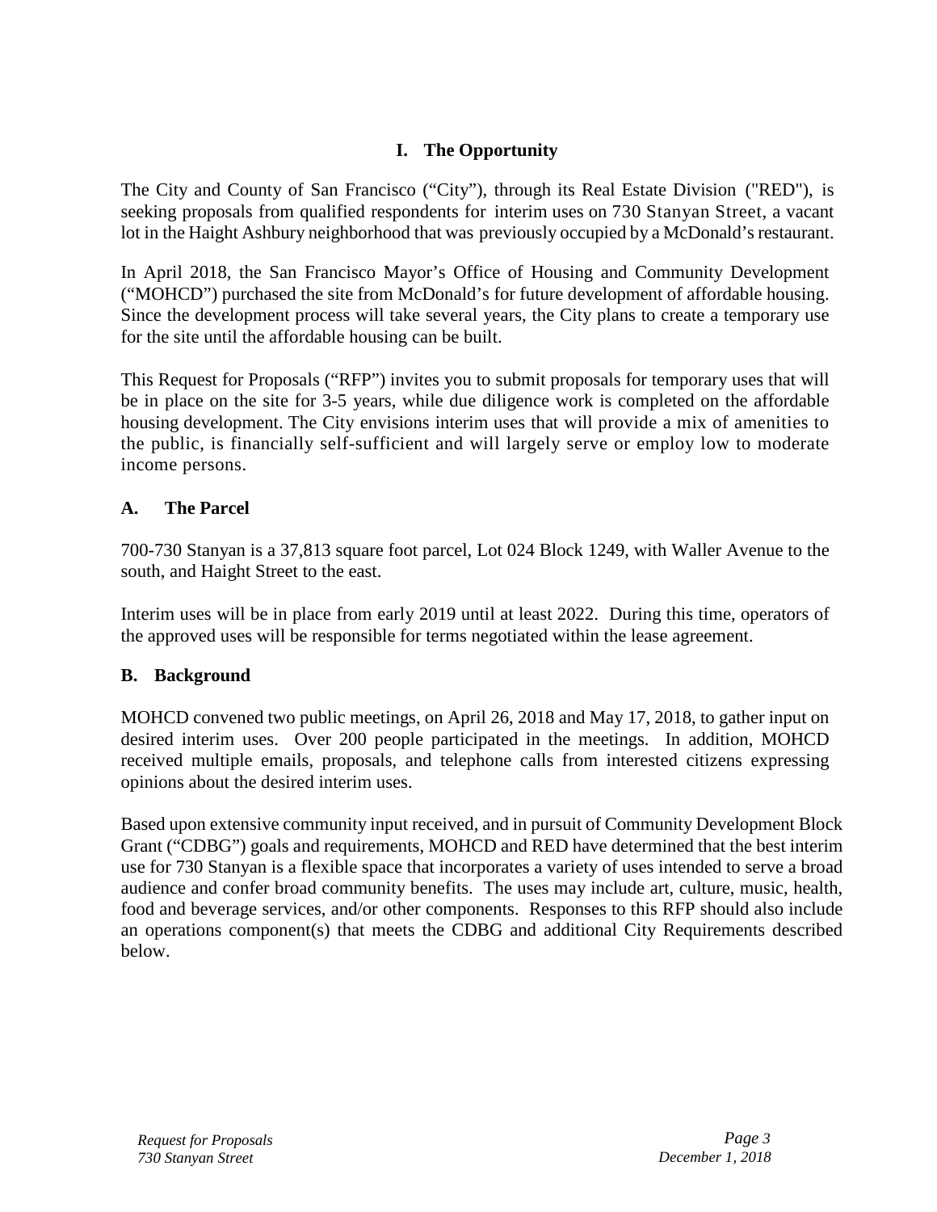## I. The Opportunity

The City and County of San Francisco ("City"), through its Real Estate Division ("RED"), is seeking proposals from qualified respondents for interim uses on 730 Stanyan Street, a vacant lot in the Haight Ashbury neighborhood that was previously occupied by a McDonald's restaurant.

In April 2018, the San Francisco Mayor's Office of Housing and Community Development ("MOHCD") purchased the site from McDonald's for future development of affordable housing. Since the development process will take several years, the City plans to create a temporary use for the site until the affordable housing can be built.

This Request for Proposals ("RFP") invites you to submit proposals for temporary uses that will be in place on the site for 3-5 years, while due diligence work is completed on the affordable housing development. The City envisions interim uses that will provide a mix of amenities to the public, is financially self-sufficient and will largely serve or employ low to moderate income persons.

### A. The Parcel

700-730 Stanyan is a 37,813 square foot parcel, Lot 024 Block 1249, with Waller Avenue to the south, and Haight Street to the east.

Interim uses will be in place from early 2019 until at least 2022. During this time, operators of the approved uses will be responsible for terms negotiated within the lease agreement.

### B. Background

MOHCD convened two public meetings, on April 26, 2018 and May 17, 2018, to gather input on desired interim uses. Over 200 people participated in the meetings. In addition, MOHCD received multiple emails, proposals, and telephone calls from interested citizens expressing opinions about the desired interim uses.

Based upon extensive community input received, and in pursuit of Community Development Block Grant ("CDBG") goals and requirements, MOHCD and RED have determined that the best interim use for 730 Stanyan is a flexible space that incorporates a variety of uses intended to serve a broad audience and confer broad community benefits. The uses may include art, culture, music, health, food and beverage services, and/or other components. Responses to this RFP should also include an operations component(s) that meets the CDBG and additional City Requirements described below.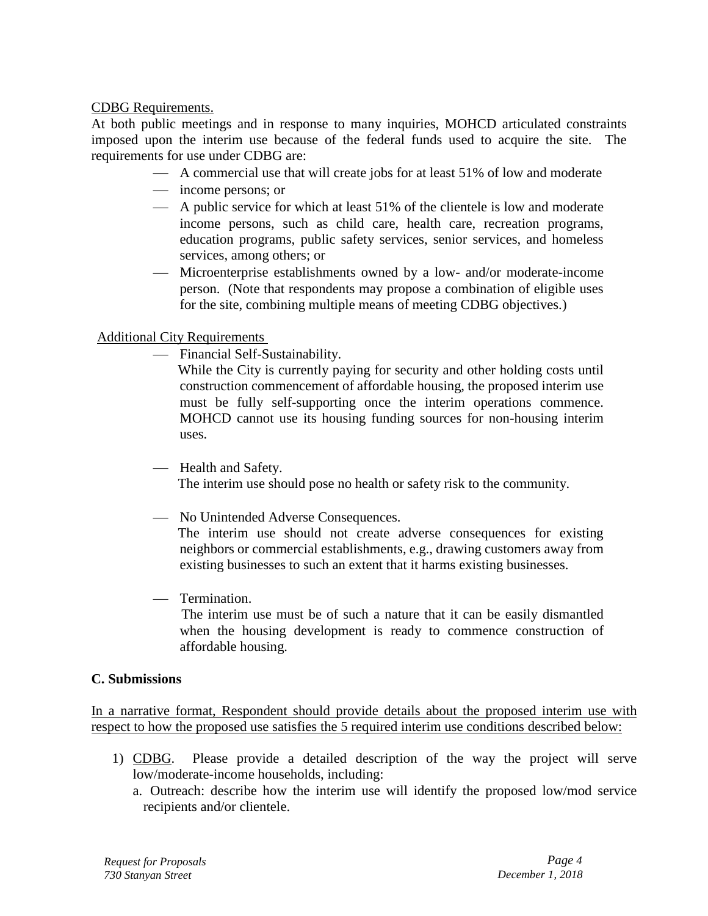CDBG Requirements.

At both public meetings and in response to many inquiries, MOHCD articulated constraints imposed upon the interim use because of the federal funds used to acquire the site. The requirements for use under CDBG are:

- A commercial use that will create jobs for at least 51% of low and moderate
- income persons; or
- A public service for which at least 51% of the clientele is low and moderate income persons, such as child care, health care, recreation programs, education programs, public safety services, senior services, and homeless services, among others; or
- Microenterprise establishments owned by a low- and/or moderate-income person. (Note that respondents may propose a combination of eligible uses for the site, combining multiple means of meeting CDBG objectives.)

Additional City Requirements

- Financial Self-Sustainability.
  While the City is currently paying for security and other holding costs until construction commencement of affordable housing, the proposed interim use must be fully self-supporting once the interim operations commence. MOHCD cannot use its housing funding sources for non-housing interim uses.

- Health and Safety.
  The interim use should pose no health or safety risk to the community.

- No Unintended Adverse Consequences.
  The interim use should not create adverse consequences for existing neighbors or commercial establishments, e.g., drawing customers away from existing businesses to such an extent that it harms existing businesses.

- Termination.
  The interim use must be of such a nature that it can be easily dismantled when the housing development is ready to commence construction of affordable housing.

**C. Submissions**

In a narrative format, Respondent should provide details about the proposed interim use with respect to how the proposed use satisfies the 5 required interim use conditions described below:

1) CDBG. Please provide a detailed description of the way the project will serve low/moderate-income households, including:
   a. Outreach: describe how the interim use will identify the proposed low/mod service recipients and/or clientele.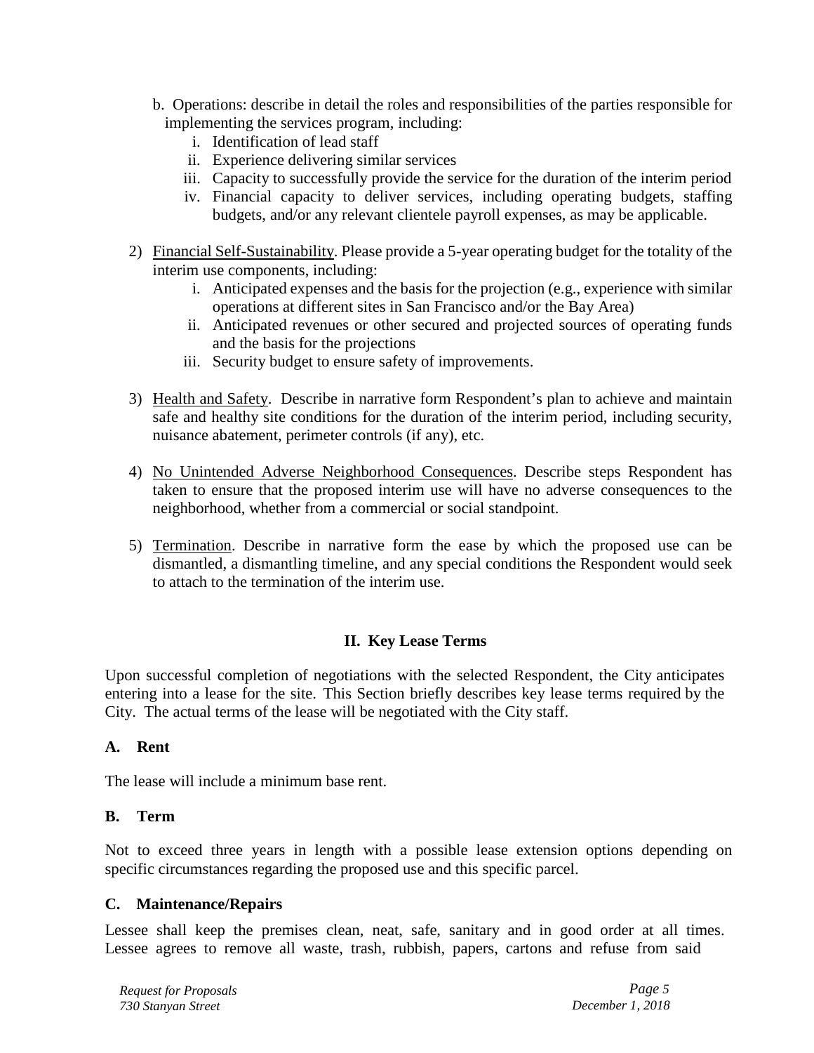b. Operations: describe in detail the roles and responsibilities of the parties responsible for implementing the services program, including:
   i. Identification of lead staff
   ii. Experience delivering similar services
   iii. Capacity to successfully provide the service for the duration of the interim period
   iv. Financial capacity to deliver services, including operating budgets, staffing budgets, and/or any relevant clientele payroll expenses, as may be applicable.

2) <u>Financial Self-Sustainability</u>. Please provide a 5-year operating budget for the totality of the interim use components, including:
   i. Anticipated expenses and the basis for the projection (e.g., experience with similar operations at different sites in San Francisco and/or the Bay Area)
   ii. Anticipated revenues or other secured and projected sources of operating funds and the basis for the projections
   iii. Security budget to ensure safety of improvements.

3) <u>Health and Safety</u>. Describe in narrative form Respondent's plan to achieve and maintain safe and healthy site conditions for the duration of the interim period, including security, nuisance abatement, perimeter controls (if any), etc.

4) <u>No Unintended Adverse Neighborhood Consequences</u>. Describe steps Respondent has taken to ensure that the proposed interim use will have no adverse consequences to the neighborhood, whether from a commercial or social standpoint.

5) <u>Termination</u>. Describe in narrative form the ease by which the proposed use can be dismantled, a dismantling timeline, and any special conditions the Respondent would seek to attach to the termination of the interim use.

## II. Key Lease Terms

Upon successful completion of negotiations with the selected Respondent, the City anticipates entering into a lease for the site. This Section briefly describes key lease terms required by the City. The actual terms of the lease will be negotiated with the City staff.

### A. Rent

The lease will include a minimum base rent.

### B. Term

Not to exceed three years in length with a possible lease extension options depending on specific circumstances regarding the proposed use and this specific parcel.

### C. Maintenance/Repairs

Lessee shall keep the premises clean, neat, safe, sanitary and in good order at all times. Lessee agrees to remove all waste, trash, rubbish, papers, cartons and refuse from said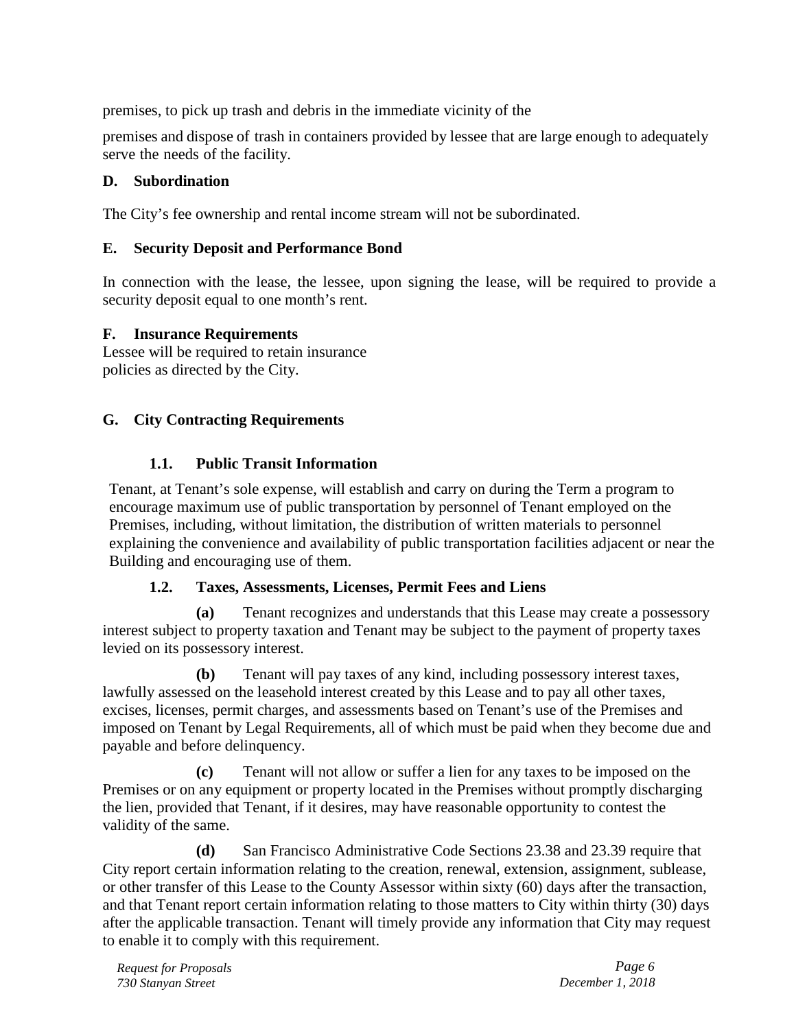premises, to pick up trash and debris in the immediate vicinity of the

premises and dispose of trash in containers provided by lessee that are large enough to adequately serve the needs of the facility.

### D. Subordination

The City's fee ownership and rental income stream will not be subordinated.

### E. Security Deposit and Performance Bond

In connection with the lease, the lessee, upon signing the lease, will be required to provide a security deposit equal to one month's rent.

### F. Insurance Requirements

Lessee will be required to retain insurance policies as directed by the City.

### G. City Contracting Requirements

#### 1.1. Public Transit Information

Tenant, at Tenant's sole expense, will establish and carry on during the Term a program to encourage maximum use of public transportation by personnel of Tenant employed on the Premises, including, without limitation, the distribution of written materials to personnel explaining the convenience and availability of public transportation facilities adjacent or near the Building and encouraging use of them.

#### 1.2. Taxes, Assessments, Licenses, Permit Fees and Liens

**(a)** Tenant recognizes and understands that this Lease may create a possessory interest subject to property taxation and Tenant may be subject to the payment of property taxes levied on its possessory interest.

**(b)** Tenant will pay taxes of any kind, including possessory interest taxes, lawfully assessed on the leasehold interest created by this Lease and to pay all other taxes, excises, licenses, permit charges, and assessments based on Tenant's use of the Premises and imposed on Tenant by Legal Requirements, all of which must be paid when they become due and payable and before delinquency.

**(c)** Tenant will not allow or suffer a lien for any taxes to be imposed on the Premises or on any equipment or property located in the Premises without promptly discharging the lien, provided that Tenant, if it desires, may have reasonable opportunity to contest the validity of the same.

**(d)** San Francisco Administrative Code Sections 23.38 and 23.39 require that City report certain information relating to the creation, renewal, extension, assignment, sublease, or other transfer of this Lease to the County Assessor within sixty (60) days after the transaction, and that Tenant report certain information relating to those matters to City within thirty (30) days after the applicable transaction. Tenant will timely provide any information that City may request to enable it to comply with this requirement.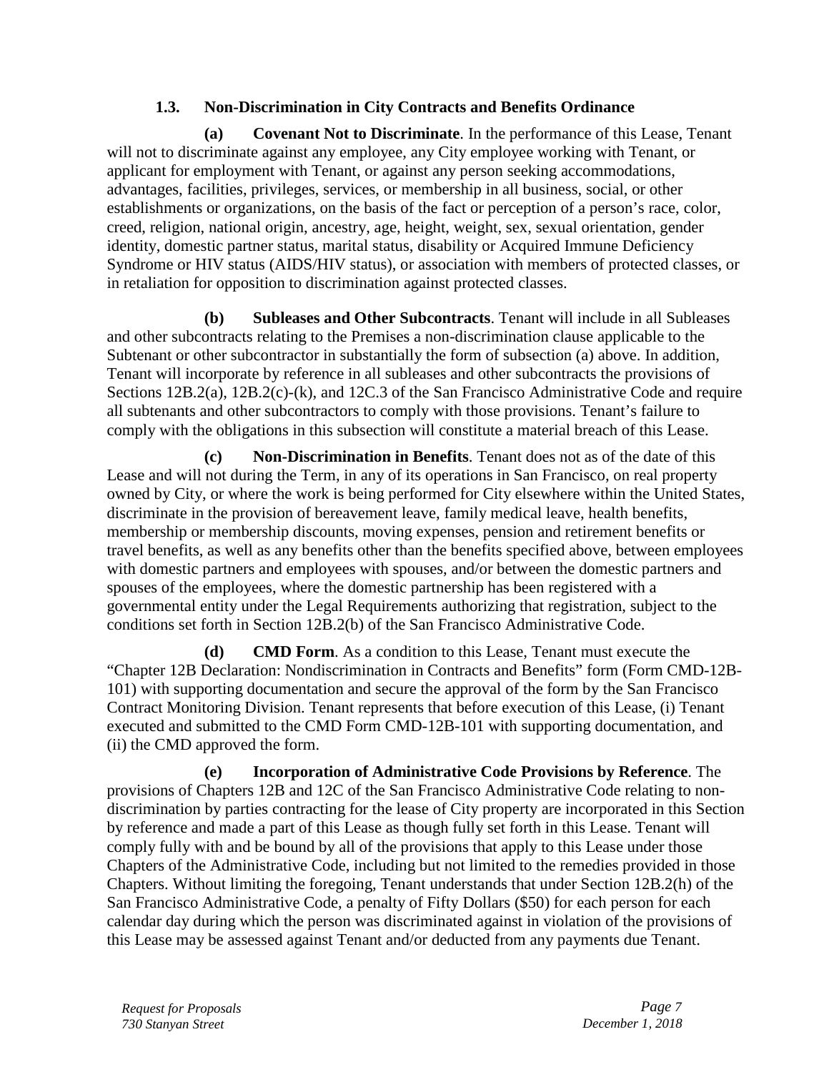### 1.3. Non-Discrimination in City Contracts and Benefits Ordinance

**(a) Covenant Not to Discriminate**. In the performance of this Lease, Tenant will not to discriminate against any employee, any City employee working with Tenant, or applicant for employment with Tenant, or against any person seeking accommodations, advantages, facilities, privileges, services, or membership in all business, social, or other establishments or organizations, on the basis of the fact or perception of a person's race, color, creed, religion, national origin, ancestry, age, height, weight, sex, sexual orientation, gender identity, domestic partner status, marital status, disability or Acquired Immune Deficiency Syndrome or HIV status (AIDS/HIV status), or association with members of protected classes, or in retaliation for opposition to discrimination against protected classes.

**(b) Subleases and Other Subcontracts**. Tenant will include in all Subleases and other subcontracts relating to the Premises a non-discrimination clause applicable to the Subtenant or other subcontractor in substantially the form of subsection (a) above. In addition, Tenant will incorporate by reference in all subleases and other subcontracts the provisions of Sections 12B.2(a), 12B.2(c)-(k), and 12C.3 of the San Francisco Administrative Code and require all subtenants and other subcontractors to comply with those provisions. Tenant's failure to comply with the obligations in this subsection will constitute a material breach of this Lease.

**(c) Non-Discrimination in Benefits**. Tenant does not as of the date of this Lease and will not during the Term, in any of its operations in San Francisco, on real property owned by City, or where the work is being performed for City elsewhere within the United States, discriminate in the provision of bereavement leave, family medical leave, health benefits, membership or membership discounts, moving expenses, pension and retirement benefits or travel benefits, as well as any benefits other than the benefits specified above, between employees with domestic partners and employees with spouses, and/or between the domestic partners and spouses of the employees, where the domestic partnership has been registered with a governmental entity under the Legal Requirements authorizing that registration, subject to the conditions set forth in Section 12B.2(b) of the San Francisco Administrative Code.

**(d) CMD Form**. As a condition to this Lease, Tenant must execute the "Chapter 12B Declaration: Nondiscrimination in Contracts and Benefits" form (Form CMD-12B-101) with supporting documentation and secure the approval of the form by the San Francisco Contract Monitoring Division. Tenant represents that before execution of this Lease, (i) Tenant executed and submitted to the CMD Form CMD-12B-101 with supporting documentation, and (ii) the CMD approved the form.

**(e) Incorporation of Administrative Code Provisions by Reference**. The provisions of Chapters 12B and 12C of the San Francisco Administrative Code relating to non-discrimination by parties contracting for the lease of City property are incorporated in this Section by reference and made a part of this Lease as though fully set forth in this Lease. Tenant will comply fully with and be bound by all of the provisions that apply to this Lease under those Chapters of the Administrative Code, including but not limited to the remedies provided in those Chapters. Without limiting the foregoing, Tenant understands that under Section 12B.2(h) of the San Francisco Administrative Code, a penalty of Fifty Dollars ($50) for each person for each calendar day during which the person was discriminated against in violation of the provisions of this Lease may be assessed against Tenant and/or deducted from any payments due Tenant.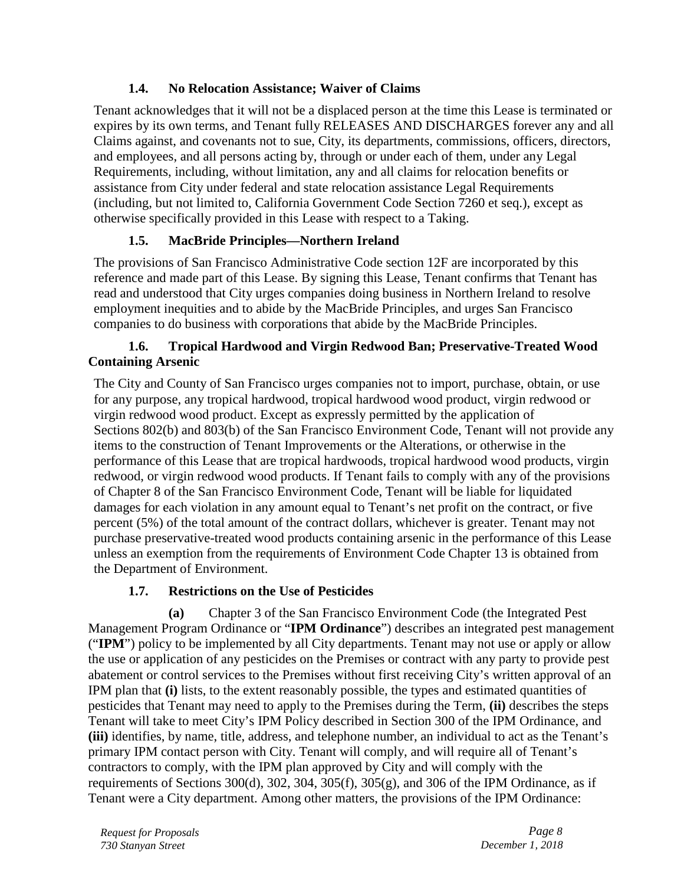### 1.4. No Relocation Assistance; Waiver of Claims

Tenant acknowledges that it will not be a displaced person at the time this Lease is terminated or expires by its own terms, and Tenant fully RELEASES AND DISCHARGES forever any and all Claims against, and covenants not to sue, City, its departments, commissions, officers, directors, and employees, and all persons acting by, through or under each of them, under any Legal Requirements, including, without limitation, any and all claims for relocation benefits or assistance from City under federal and state relocation assistance Legal Requirements (including, but not limited to, California Government Code Section 7260 et seq.), except as otherwise specifically provided in this Lease with respect to a Taking.

### 1.5. MacBride Principles—Northern Ireland

The provisions of San Francisco Administrative Code section 12F are incorporated by this reference and made part of this Lease. By signing this Lease, Tenant confirms that Tenant has read and understood that City urges companies doing business in Northern Ireland to resolve employment inequities and to abide by the MacBride Principles, and urges San Francisco companies to do business with corporations that abide by the MacBride Principles.

### 1.6. Tropical Hardwood and Virgin Redwood Ban; Preservative-Treated Wood Containing Arsenic

The City and County of San Francisco urges companies not to import, purchase, obtain, or use for any purpose, any tropical hardwood, tropical hardwood wood product, virgin redwood or virgin redwood wood product. Except as expressly permitted by the application of Sections 802(b) and 803(b) of the San Francisco Environment Code, Tenant will not provide any items to the construction of Tenant Improvements or the Alterations, or otherwise in the performance of this Lease that are tropical hardwoods, tropical hardwood wood products, virgin redwood, or virgin redwood wood products. If Tenant fails to comply with any of the provisions of Chapter 8 of the San Francisco Environment Code, Tenant will be liable for liquidated damages for each violation in any amount equal to Tenant's net profit on the contract, or five percent (5%) of the total amount of the contract dollars, whichever is greater. Tenant may not purchase preservative-treated wood products containing arsenic in the performance of this Lease unless an exemption from the requirements of Environment Code Chapter 13 is obtained from the Department of Environment.

### 1.7. Restrictions on the Use of Pesticides

**(a)** Chapter 3 of the San Francisco Environment Code (the Integrated Pest Management Program Ordinance or "**IPM Ordinance**") describes an integrated pest management ("**IPM**") policy to be implemented by all City departments. Tenant may not use or apply or allow the use or application of any pesticides on the Premises or contract with any party to provide pest abatement or control services to the Premises without first receiving City's written approval of an IPM plan that **(i)** lists, to the extent reasonably possible, the types and estimated quantities of pesticides that Tenant may need to apply to the Premises during the Term, **(ii)** describes the steps Tenant will take to meet City's IPM Policy described in Section 300 of the IPM Ordinance, and **(iii)** identifies, by name, title, address, and telephone number, an individual to act as the Tenant's primary IPM contact person with City. Tenant will comply, and will require all of Tenant's contractors to comply, with the IPM plan approved by City and will comply with the requirements of Sections 300(d), 302, 304, 305(f), 305(g), and 306 of the IPM Ordinance, as if Tenant were a City department. Among other matters, the provisions of the IPM Ordinance: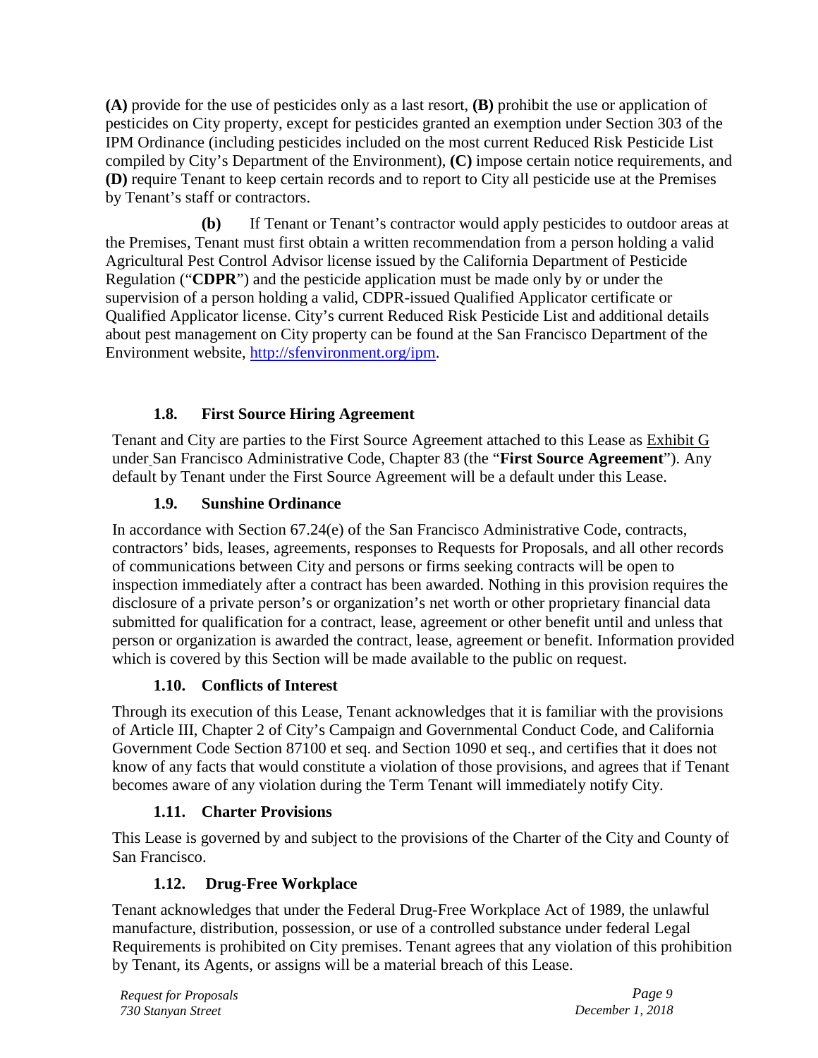**(A)** provide for the use of pesticides only as a last resort, **(B)** prohibit the use or application of pesticides on City property, except for pesticides granted an exemption under Section 303 of the IPM Ordinance (including pesticides included on the most current Reduced Risk Pesticide List compiled by City's Department of the Environment), **(C)** impose certain notice requirements, and **(D)** require Tenant to keep certain records and to report to City all pesticide use at the Premises by Tenant's staff or contractors.

**(b)** If Tenant or Tenant's contractor would apply pesticides to outdoor areas at the Premises, Tenant must first obtain a written recommendation from a person holding a valid Agricultural Pest Control Advisor license issued by the California Department of Pesticide Regulation ("**CDPR**") and the pesticide application must be made only by or under the supervision of a person holding a valid, CDPR-issued Qualified Applicator certificate or Qualified Applicator license. City's current Reduced Risk Pesticide List and additional details about pest management on City property can be found at the San Francisco Department of the Environment website, http://sfenvironment.org/ipm.

### 1.8. First Source Hiring Agreement

Tenant and City are parties to the First Source Agreement attached to this Lease as Exhibit G under San Francisco Administrative Code, Chapter 83 (the "**First Source Agreement**"). Any default by Tenant under the First Source Agreement will be a default under this Lease.

### 1.9. Sunshine Ordinance

In accordance with Section 67.24(e) of the San Francisco Administrative Code, contracts, contractors' bids, leases, agreements, responses to Requests for Proposals, and all other records of communications between City and persons or firms seeking contracts will be open to inspection immediately after a contract has been awarded. Nothing in this provision requires the disclosure of a private person's or organization's net worth or other proprietary financial data submitted for qualification for a contract, lease, agreement or other benefit until and unless that person or organization is awarded the contract, lease, agreement or benefit. Information provided which is covered by this Section will be made available to the public on request.

### 1.10. Conflicts of Interest

Through its execution of this Lease, Tenant acknowledges that it is familiar with the provisions of Article III, Chapter 2 of City's Campaign and Governmental Conduct Code, and California Government Code Section 87100 et seq. and Section 1090 et seq., and certifies that it does not know of any facts that would constitute a violation of those provisions, and agrees that if Tenant becomes aware of any violation during the Term Tenant will immediately notify City.

### 1.11. Charter Provisions

This Lease is governed by and subject to the provisions of the Charter of the City and County of San Francisco.

### 1.12. Drug-Free Workplace

Tenant acknowledges that under the Federal Drug-Free Workplace Act of 1989, the unlawful manufacture, distribution, possession, or use of a controlled substance under federal Legal Requirements is prohibited on City premises. Tenant agrees that any violation of this prohibition by Tenant, its Agents, or assigns will be a material breach of this Lease.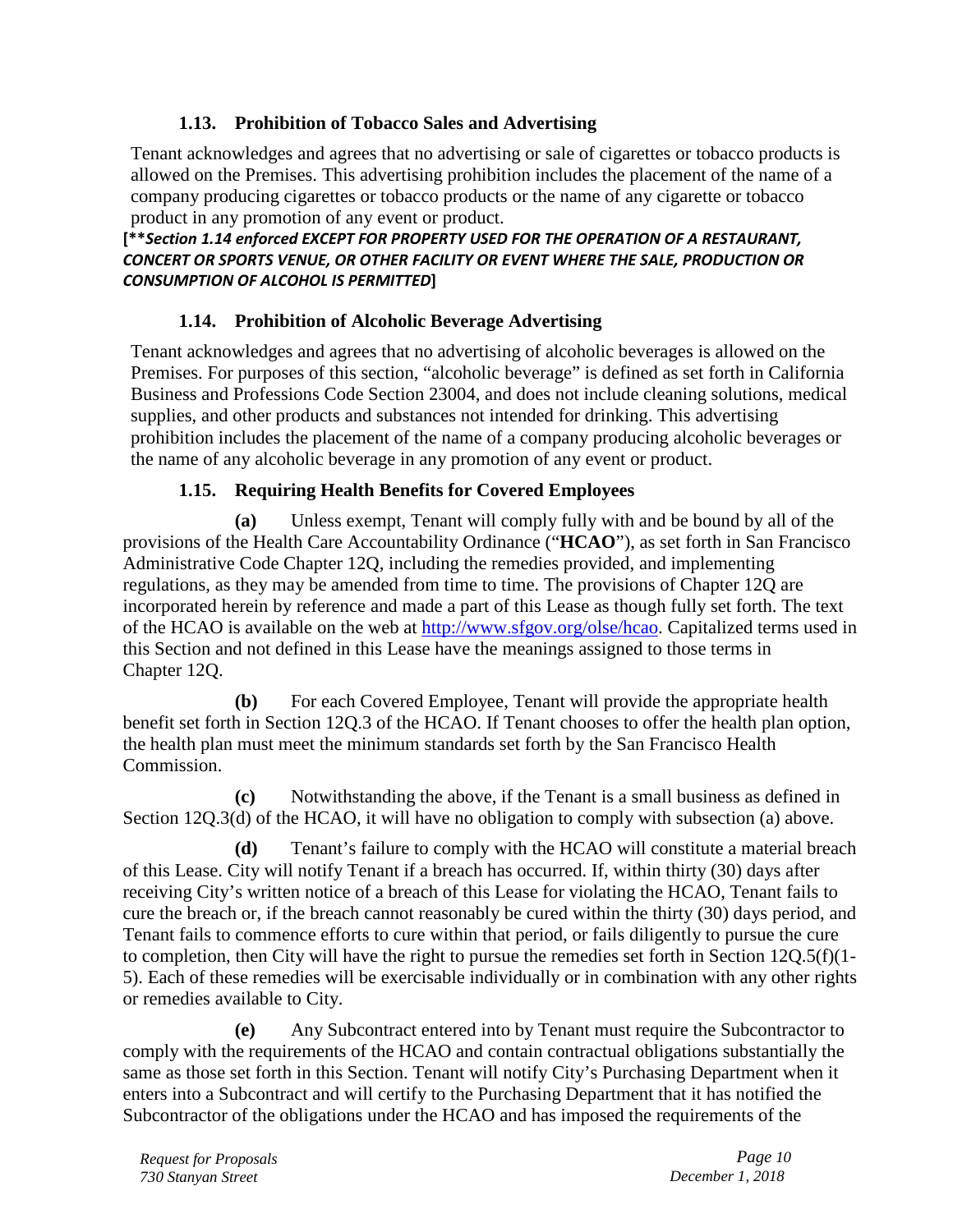### 1.13. Prohibition of Tobacco Sales and Advertising

Tenant acknowledges and agrees that no advertising or sale of cigarettes or tobacco products is allowed on the Premises. This advertising prohibition includes the placement of the name of a company producing cigarettes or tobacco products or the name of any cigarette or tobacco product in any promotion of any event or product.

**[\*\****Section 1.14 enforced EXCEPT FOR PROPERTY USED FOR THE OPERATION OF A RESTAURANT, CONCERT OR SPORTS VENUE, OR OTHER FACILITY OR EVENT WHERE THE SALE, PRODUCTION OR CONSUMPTION OF ALCOHOL IS PERMITTED*]**

### 1.14. Prohibition of Alcoholic Beverage Advertising

Tenant acknowledges and agrees that no advertising of alcoholic beverages is allowed on the Premises. For purposes of this section, "alcoholic beverage" is defined as set forth in California Business and Professions Code Section 23004, and does not include cleaning solutions, medical supplies, and other products and substances not intended for drinking. This advertising prohibition includes the placement of the name of a company producing alcoholic beverages or the name of any alcoholic beverage in any promotion of any event or product.

### 1.15. Requiring Health Benefits for Covered Employees

**(a)** Unless exempt, Tenant will comply fully with and be bound by all of the provisions of the Health Care Accountability Ordinance ("**HCAO**"), as set forth in San Francisco Administrative Code Chapter 12Q, including the remedies provided, and implementing regulations, as they may be amended from time to time. The provisions of Chapter 12Q are incorporated herein by reference and made a part of this Lease as though fully set forth. The text of the HCAO is available on the web at http://www.sfgov.org/olse/hcao. Capitalized terms used in this Section and not defined in this Lease have the meanings assigned to those terms in Chapter 12Q.

**(b)** For each Covered Employee, Tenant will provide the appropriate health benefit set forth in Section 12Q.3 of the HCAO. If Tenant chooses to offer the health plan option, the health plan must meet the minimum standards set forth by the San Francisco Health Commission.

**(c)** Notwithstanding the above, if the Tenant is a small business as defined in Section 12Q.3(d) of the HCAO, it will have no obligation to comply with subsection (a) above.

**(d)** Tenant's failure to comply with the HCAO will constitute a material breach of this Lease. City will notify Tenant if a breach has occurred. If, within thirty (30) days after receiving City's written notice of a breach of this Lease for violating the HCAO, Tenant fails to cure the breach or, if the breach cannot reasonably be cured within the thirty (30) days period, and Tenant fails to commence efforts to cure within that period, or fails diligently to pursue the cure to completion, then City will have the right to pursue the remedies set forth in Section 12Q.5(f)(1-5). Each of these remedies will be exercisable individually or in combination with any other rights or remedies available to City.

**(e)** Any Subcontract entered into by Tenant must require the Subcontractor to comply with the requirements of the HCAO and contain contractual obligations substantially the same as those set forth in this Section. Tenant will notify City's Purchasing Department when it enters into a Subcontract and will certify to the Purchasing Department that it has notified the Subcontractor of the obligations under the HCAO and has imposed the requirements of the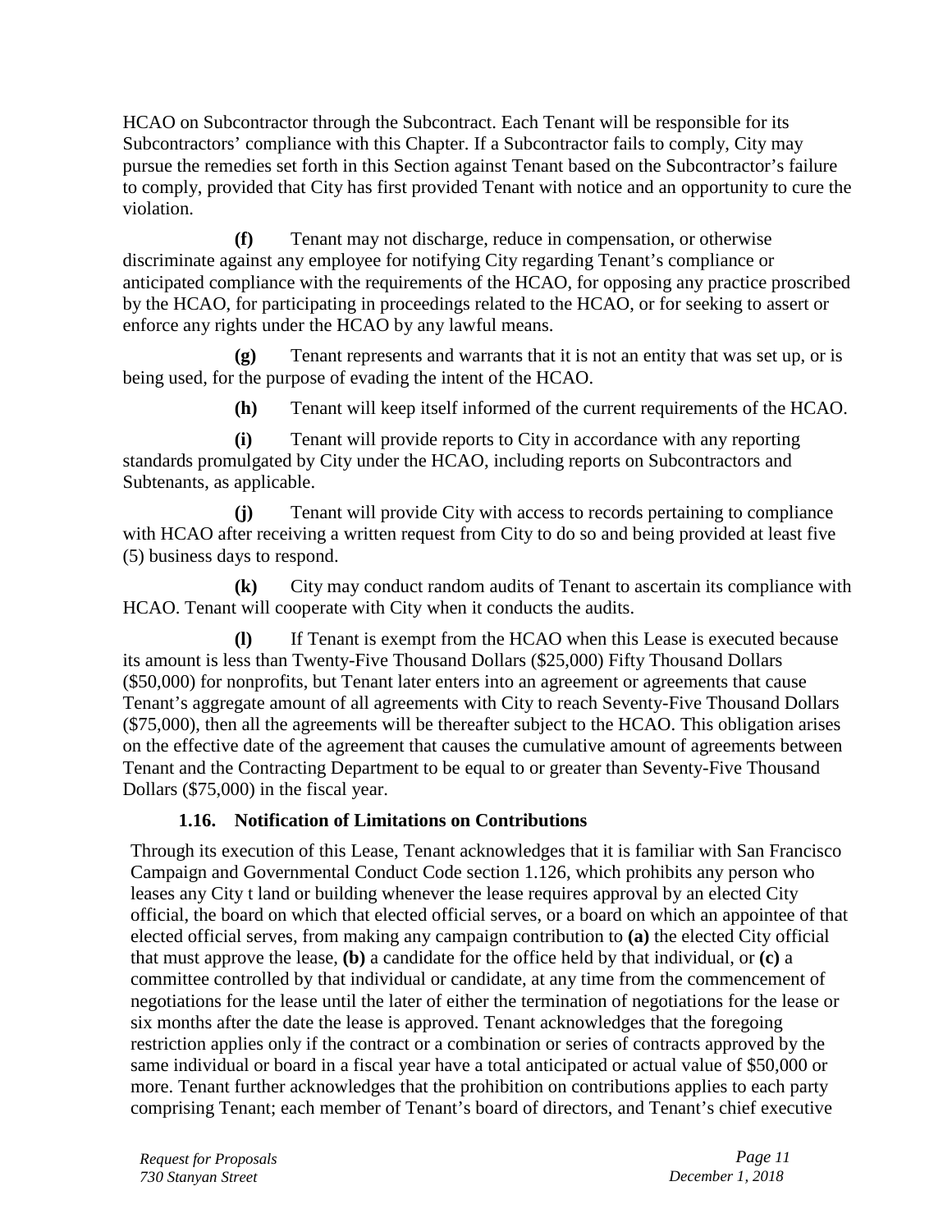HCAO on Subcontractor through the Subcontract. Each Tenant will be responsible for its Subcontractors' compliance with this Chapter. If a Subcontractor fails to comply, City may pursue the remedies set forth in this Section against Tenant based on the Subcontractor's failure to comply, provided that City has first provided Tenant with notice and an opportunity to cure the violation.

**(f)** Tenant may not discharge, reduce in compensation, or otherwise discriminate against any employee for notifying City regarding Tenant's compliance or anticipated compliance with the requirements of the HCAO, for opposing any practice proscribed by the HCAO, for participating in proceedings related to the HCAO, or for seeking to assert or enforce any rights under the HCAO by any lawful means.

**(g)** Tenant represents and warrants that it is not an entity that was set up, or is being used, for the purpose of evading the intent of the HCAO.

**(h)** Tenant will keep itself informed of the current requirements of the HCAO.

**(i)** Tenant will provide reports to City in accordance with any reporting standards promulgated by City under the HCAO, including reports on Subcontractors and Subtenants, as applicable.

**(j)** Tenant will provide City with access to records pertaining to compliance with HCAO after receiving a written request from City to do so and being provided at least five (5) business days to respond.

**(k)** City may conduct random audits of Tenant to ascertain its compliance with HCAO. Tenant will cooperate with City when it conducts the audits.

**(l)** If Tenant is exempt from the HCAO when this Lease is executed because its amount is less than Twenty-Five Thousand Dollars ($25,000) Fifty Thousand Dollars ($50,000) for nonprofits, but Tenant later enters into an agreement or agreements that cause Tenant's aggregate amount of all agreements with City to reach Seventy-Five Thousand Dollars ($75,000), then all the agreements will be thereafter subject to the HCAO. This obligation arises on the effective date of the agreement that causes the cumulative amount of agreements between Tenant and the Contracting Department to be equal to or greater than Seventy-Five Thousand Dollars ($75,000) in the fiscal year.

### 1.16. Notification of Limitations on Contributions

Through its execution of this Lease, Tenant acknowledges that it is familiar with San Francisco Campaign and Governmental Conduct Code section 1.126, which prohibits any person who leases any City t land or building whenever the lease requires approval by an elected City official, the board on which that elected official serves, or a board on which an appointee of that elected official serves, from making any campaign contribution to **(a)** the elected City official that must approve the lease, **(b)** a candidate for the office held by that individual, or **(c)** a committee controlled by that individual or candidate, at any time from the commencement of negotiations for the lease until the later of either the termination of negotiations for the lease or six months after the date the lease is approved. Tenant acknowledges that the foregoing restriction applies only if the contract or a combination or series of contracts approved by the same individual or board in a fiscal year have a total anticipated or actual value of $50,000 or more. Tenant further acknowledges that the prohibition on contributions applies to each party comprising Tenant; each member of Tenant's board of directors, and Tenant's chief executive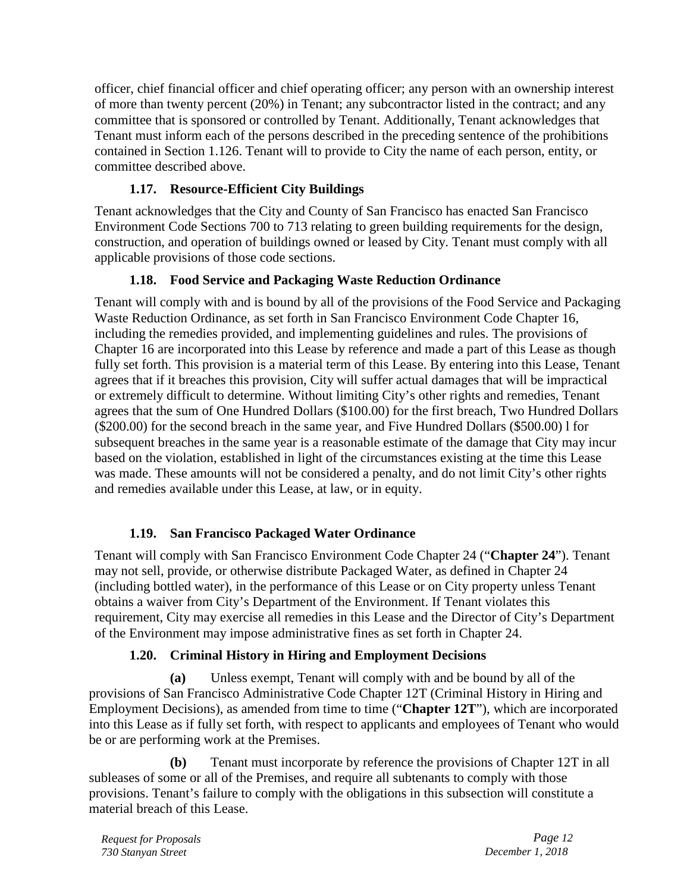officer, chief financial officer and chief operating officer; any person with an ownership interest of more than twenty percent (20%) in Tenant; any subcontractor listed in the contract; and any committee that is sponsored or controlled by Tenant. Additionally, Tenant acknowledges that Tenant must inform each of the persons described in the preceding sentence of the prohibitions contained in Section 1.126. Tenant will to provide to City the name of each person, entity, or committee described above.

### 1.17. Resource-Efficient City Buildings

Tenant acknowledges that the City and County of San Francisco has enacted San Francisco Environment Code Sections 700 to 713 relating to green building requirements for the design, construction, and operation of buildings owned or leased by City. Tenant must comply with all applicable provisions of those code sections.

### 1.18. Food Service and Packaging Waste Reduction Ordinance

Tenant will comply with and is bound by all of the provisions of the Food Service and Packaging Waste Reduction Ordinance, as set forth in San Francisco Environment Code Chapter 16, including the remedies provided, and implementing guidelines and rules. The provisions of Chapter 16 are incorporated into this Lease by reference and made a part of this Lease as though fully set forth. This provision is a material term of this Lease. By entering into this Lease, Tenant agrees that if it breaches this provision, City will suffer actual damages that will be impractical or extremely difficult to determine. Without limiting City's other rights and remedies, Tenant agrees that the sum of One Hundred Dollars ($100.00) for the first breach, Two Hundred Dollars ($200.00) for the second breach in the same year, and Five Hundred Dollars ($500.00) l for subsequent breaches in the same year is a reasonable estimate of the damage that City may incur based on the violation, established in light of the circumstances existing at the time this Lease was made. These amounts will not be considered a penalty, and do not limit City's other rights and remedies available under this Lease, at law, or in equity.

### 1.19. San Francisco Packaged Water Ordinance

Tenant will comply with San Francisco Environment Code Chapter 24 ("**Chapter 24**"). Tenant may not sell, provide, or otherwise distribute Packaged Water, as defined in Chapter 24 (including bottled water), in the performance of this Lease or on City property unless Tenant obtains a waiver from City's Department of the Environment. If Tenant violates this requirement, City may exercise all remedies in this Lease and the Director of City's Department of the Environment may impose administrative fines as set forth in Chapter 24.

### 1.20. Criminal History in Hiring and Employment Decisions

**(a)** Unless exempt, Tenant will comply with and be bound by all of the provisions of San Francisco Administrative Code Chapter 12T (Criminal History in Hiring and Employment Decisions), as amended from time to time ("**Chapter 12T**"), which are incorporated into this Lease as if fully set forth, with respect to applicants and employees of Tenant who would be or are performing work at the Premises.

**(b)** Tenant must incorporate by reference the provisions of Chapter 12T in all subleases of some or all of the Premises, and require all subtenants to comply with those provisions. Tenant's failure to comply with the obligations in this subsection will constitute a material breach of this Lease.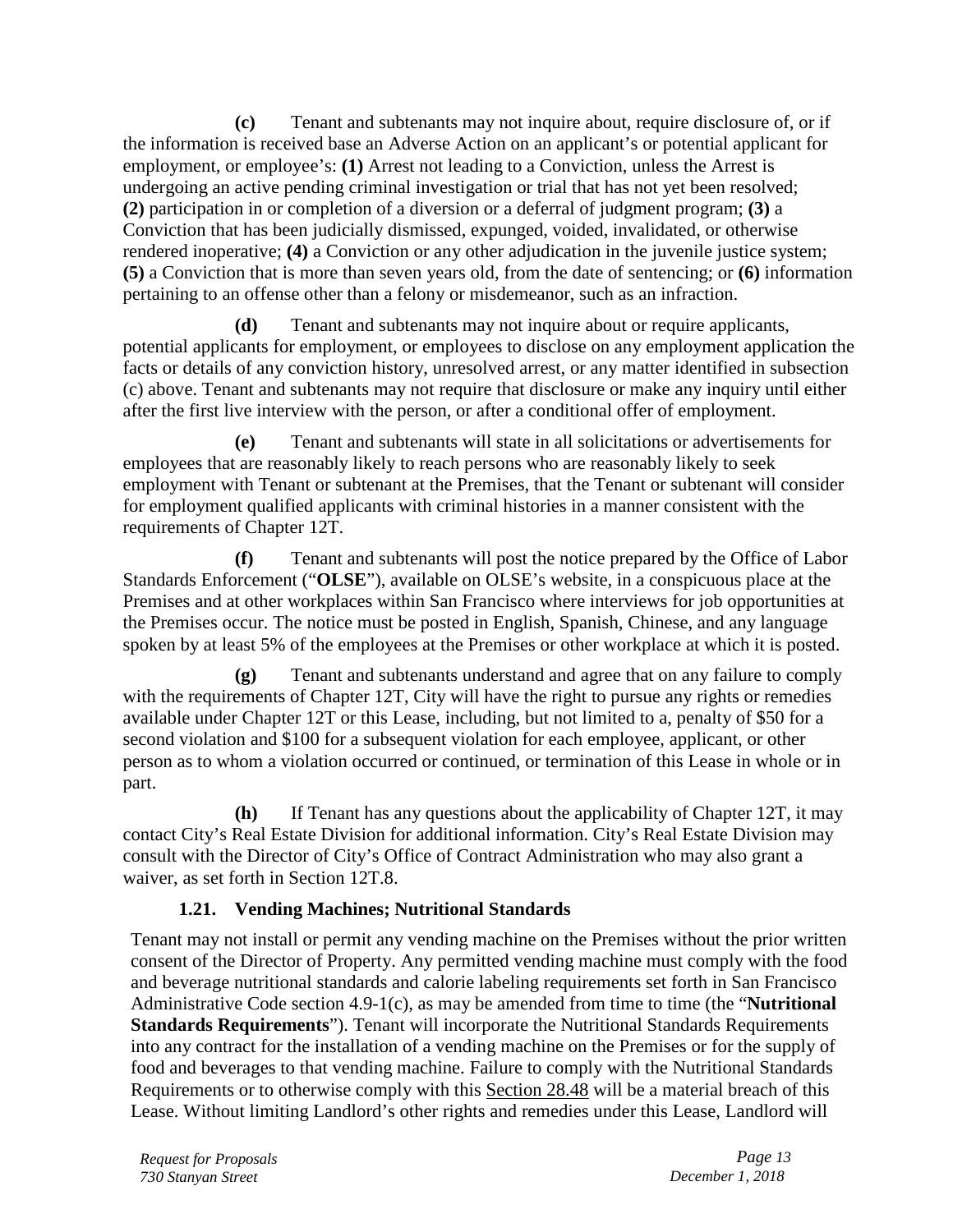**(c)** Tenant and subtenants may not inquire about, require disclosure of, or if the information is received base an Adverse Action on an applicant's or potential applicant for employment, or employee's: **(1)** Arrest not leading to a Conviction, unless the Arrest is undergoing an active pending criminal investigation or trial that has not yet been resolved; **(2)** participation in or completion of a diversion or a deferral of judgment program; **(3)** a Conviction that has been judicially dismissed, expunged, voided, invalidated, or otherwise rendered inoperative; **(4)** a Conviction or any other adjudication in the juvenile justice system; **(5)** a Conviction that is more than seven years old, from the date of sentencing; or **(6)** information pertaining to an offense other than a felony or misdemeanor, such as an infraction.

**(d)** Tenant and subtenants may not inquire about or require applicants, potential applicants for employment, or employees to disclose on any employment application the facts or details of any conviction history, unresolved arrest, or any matter identified in subsection (c) above. Tenant and subtenants may not require that disclosure or make any inquiry until either after the first live interview with the person, or after a conditional offer of employment.

**(e)** Tenant and subtenants will state in all solicitations or advertisements for employees that are reasonably likely to reach persons who are reasonably likely to seek employment with Tenant or subtenant at the Premises, that the Tenant or subtenant will consider for employment qualified applicants with criminal histories in a manner consistent with the requirements of Chapter 12T.

**(f)** Tenant and subtenants will post the notice prepared by the Office of Labor Standards Enforcement ("**OLSE**"), available on OLSE's website, in a conspicuous place at the Premises and at other workplaces within San Francisco where interviews for job opportunities at the Premises occur. The notice must be posted in English, Spanish, Chinese, and any language spoken by at least 5% of the employees at the Premises or other workplace at which it is posted.

**(g)** Tenant and subtenants understand and agree that on any failure to comply with the requirements of Chapter 12T, City will have the right to pursue any rights or remedies available under Chapter 12T or this Lease, including, but not limited to a, penalty of $50 for a second violation and $100 for a subsequent violation for each employee, applicant, or other person as to whom a violation occurred or continued, or termination of this Lease in whole or in part.

**(h)** If Tenant has any questions about the applicability of Chapter 12T, it may contact City's Real Estate Division for additional information. City's Real Estate Division may consult with the Director of City's Office of Contract Administration who may also grant a waiver, as set forth in Section 12T.8.

### 1.21. Vending Machines; Nutritional Standards

Tenant may not install or permit any vending machine on the Premises without the prior written consent of the Director of Property. Any permitted vending machine must comply with the food and beverage nutritional standards and calorie labeling requirements set forth in San Francisco Administrative Code section 4.9-1(c), as may be amended from time to time (the "**Nutritional Standards Requirements**"). Tenant will incorporate the Nutritional Standards Requirements into any contract for the installation of a vending machine on the Premises or for the supply of food and beverages to that vending machine. Failure to comply with the Nutritional Standards Requirements or to otherwise comply with this Section 28.48 will be a material breach of this Lease. Without limiting Landlord's other rights and remedies under this Lease, Landlord will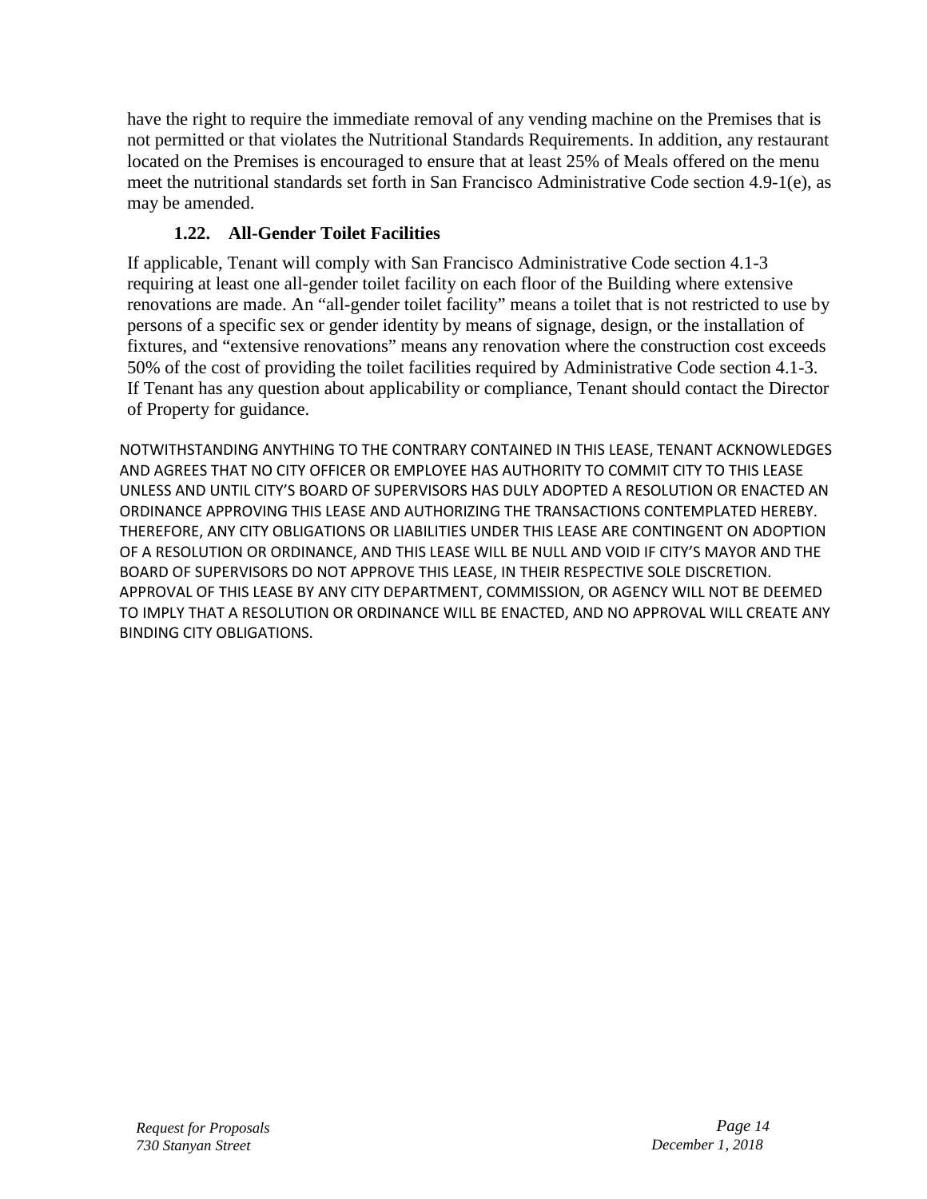have the right to require the immediate removal of any vending machine on the Premises that is not permitted or that violates the Nutritional Standards Requirements. In addition, any restaurant located on the Premises is encouraged to ensure that at least 25% of Meals offered on the menu meet the nutritional standards set forth in San Francisco Administrative Code section 4.9-1(e), as may be amended.

### 1.22. All-Gender Toilet Facilities

If applicable, Tenant will comply with San Francisco Administrative Code section 4.1-3 requiring at least one all-gender toilet facility on each floor of the Building where extensive renovations are made. An "all-gender toilet facility" means a toilet that is not restricted to use by persons of a specific sex or gender identity by means of signage, design, or the installation of fixtures, and "extensive renovations" means any renovation where the construction cost exceeds 50% of the cost of providing the toilet facilities required by Administrative Code section 4.1-3. If Tenant has any question about applicability or compliance, Tenant should contact the Director of Property for guidance.

NOTWITHSTANDING ANYTHING TO THE CONTRARY CONTAINED IN THIS LEASE, TENANT ACKNOWLEDGES AND AGREES THAT NO CITY OFFICER OR EMPLOYEE HAS AUTHORITY TO COMMIT CITY TO THIS LEASE UNLESS AND UNTIL CITY'S BOARD OF SUPERVISORS HAS DULY ADOPTED A RESOLUTION OR ENACTED AN ORDINANCE APPROVING THIS LEASE AND AUTHORIZING THE TRANSACTIONS CONTEMPLATED HEREBY. THEREFORE, ANY CITY OBLIGATIONS OR LIABILITIES UNDER THIS LEASE ARE CONTINGENT ON ADOPTION OF A RESOLUTION OR ORDINANCE, AND THIS LEASE WILL BE NULL AND VOID IF CITY'S MAYOR AND THE BOARD OF SUPERVISORS DO NOT APPROVE THIS LEASE, IN THEIR RESPECTIVE SOLE DISCRETION. APPROVAL OF THIS LEASE BY ANY CITY DEPARTMENT, COMMISSION, OR AGENCY WILL NOT BE DEEMED TO IMPLY THAT A RESOLUTION OR ORDINANCE WILL BE ENACTED, AND NO APPROVAL WILL CREATE ANY BINDING CITY OBLIGATIONS.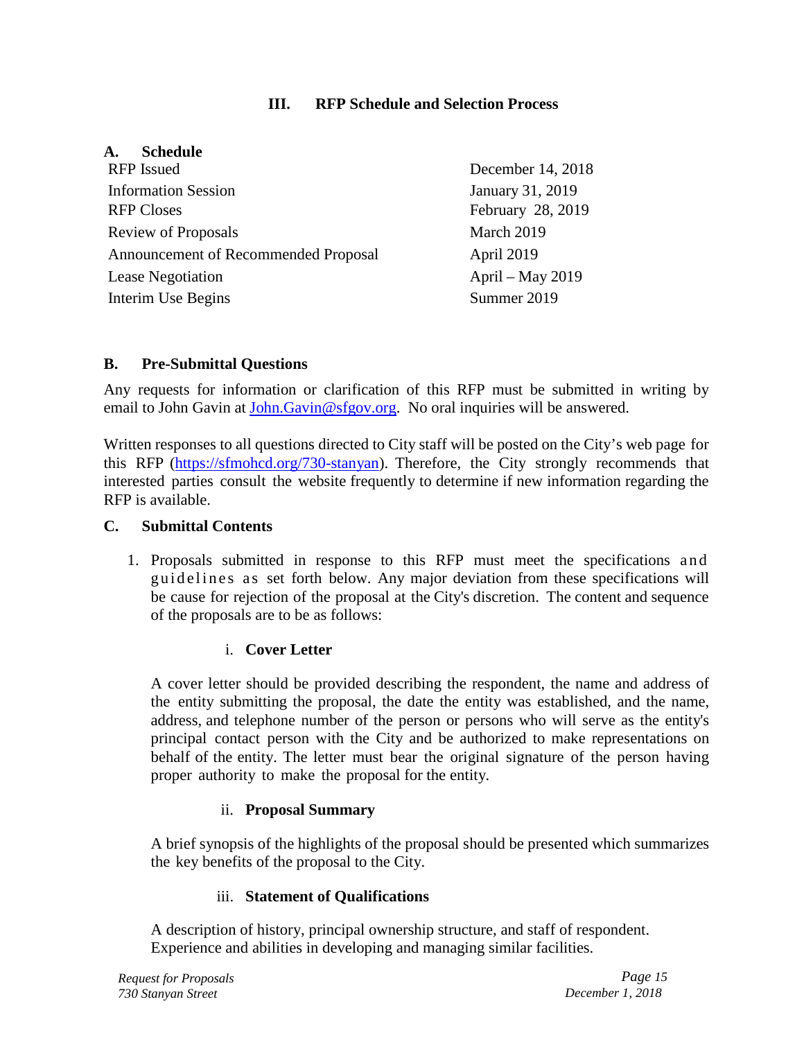## III. RFP Schedule and Selection Process

### A. Schedule

| | |
|---|---|
| RFP Issued | December 14, 2018 |
| Information Session | January 31, 2019 |
| RFP Closes | February 28, 2019 |
| Review of Proposals | March 2019 |
| Announcement of Recommended Proposal | April 2019 |
| Lease Negotiation | April – May 2019 |
| Interim Use Begins | Summer 2019 |

### B. Pre-Submittal Questions

Any requests for information or clarification of this RFP must be submitted in writing by email to John Gavin at John.Gavin@sfgov.org. No oral inquiries will be answered.

Written responses to all questions directed to City staff will be posted on the City's web page for this RFP (https://sfmohcd.org/730-stanyan). Therefore, the City strongly recommends that interested parties consult the website frequently to determine if new information regarding the RFP is available.

### C. Submittal Contents

1. Proposals submitted in response to this RFP must meet the specifications and guidelines as set forth below. Any major deviation from these specifications will be cause for rejection of the proposal at the City's discretion. The content and sequence of the proposals are to be as follows:

   i. **Cover Letter**

   A cover letter should be provided describing the respondent, the name and address of the entity submitting the proposal, the date the entity was established, and the name, address, and telephone number of the person or persons who will serve as the entity's principal contact person with the City and be authorized to make representations on behalf of the entity. The letter must bear the original signature of the person having proper authority to make the proposal for the entity.

   ii. **Proposal Summary**

   A brief synopsis of the highlights of the proposal should be presented which summarizes the key benefits of the proposal to the City.

   iii. **Statement of Qualifications**

   A description of history, principal ownership structure, and staff of respondent. Experience and abilities in developing and managing similar facilities.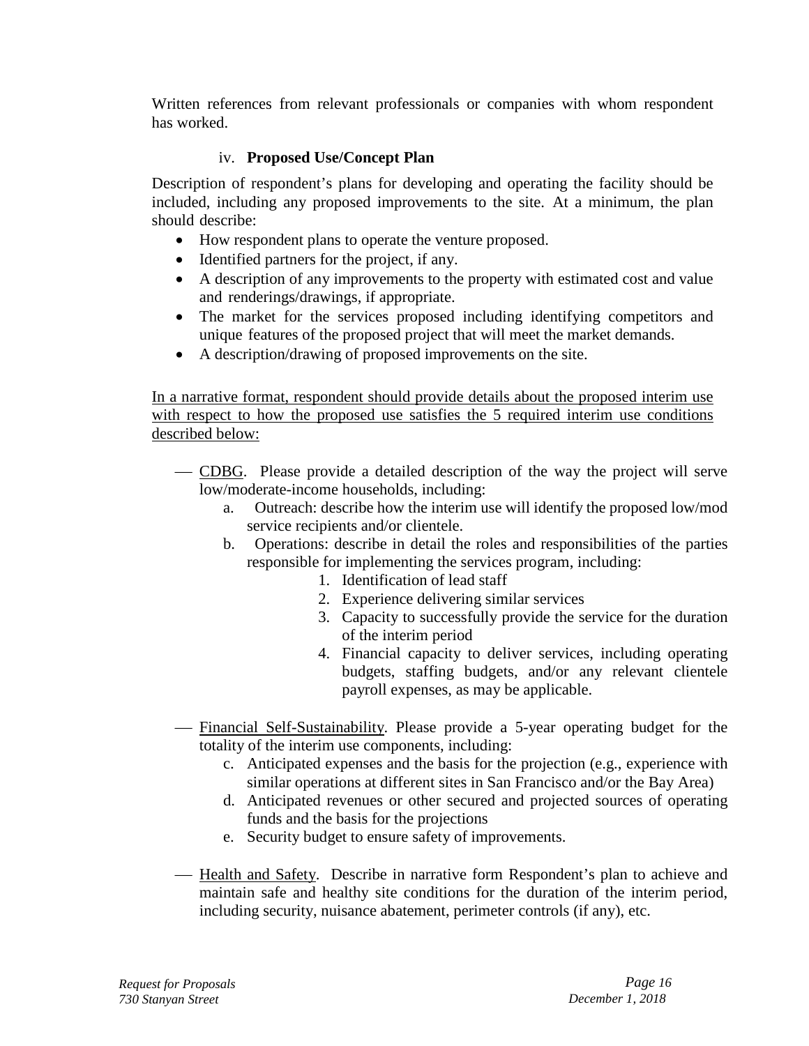Written references from relevant professionals or companies with whom respondent has worked.

iv. **Proposed Use/Concept Plan**

Description of respondent's plans for developing and operating the facility should be included, including any proposed improvements to the site. At a minimum, the plan should describe:

- How respondent plans to operate the venture proposed.
- Identified partners for the project, if any.
- A description of any improvements to the property with estimated cost and value and renderings/drawings, if appropriate.
- The market for the services proposed including identifying competitors and unique features of the proposed project that will meet the market demands.
- A description/drawing of proposed improvements on the site.

<u>In a narrative format, respondent should provide details about the proposed interim use with respect to how the proposed use satisfies the 5 required interim use conditions described below:</u>

- <u>CDBG</u>. Please provide a detailed description of the way the project will serve low/moderate-income households, including:
  - a. Outreach: describe how the interim use will identify the proposed low/mod service recipients and/or clientele.
  - b. Operations: describe in detail the roles and responsibilities of the parties responsible for implementing the services program, including:
    1. Identification of lead staff
    2. Experience delivering similar services
    3. Capacity to successfully provide the service for the duration of the interim period
    4. Financial capacity to deliver services, including operating budgets, staffing budgets, and/or any relevant clientele payroll expenses, as may be applicable.
- <u>Financial Self-Sustainability</u>. Please provide a 5-year operating budget for the totality of the interim use components, including:
  - c. Anticipated expenses and the basis for the projection (e.g., experience with similar operations at different sites in San Francisco and/or the Bay Area)
  - d. Anticipated revenues or other secured and projected sources of operating funds and the basis for the projections
  - e. Security budget to ensure safety of improvements.
- <u>Health and Safety</u>. Describe in narrative form Respondent's plan to achieve and maintain safe and healthy site conditions for the duration of the interim period, including security, nuisance abatement, perimeter controls (if any), etc.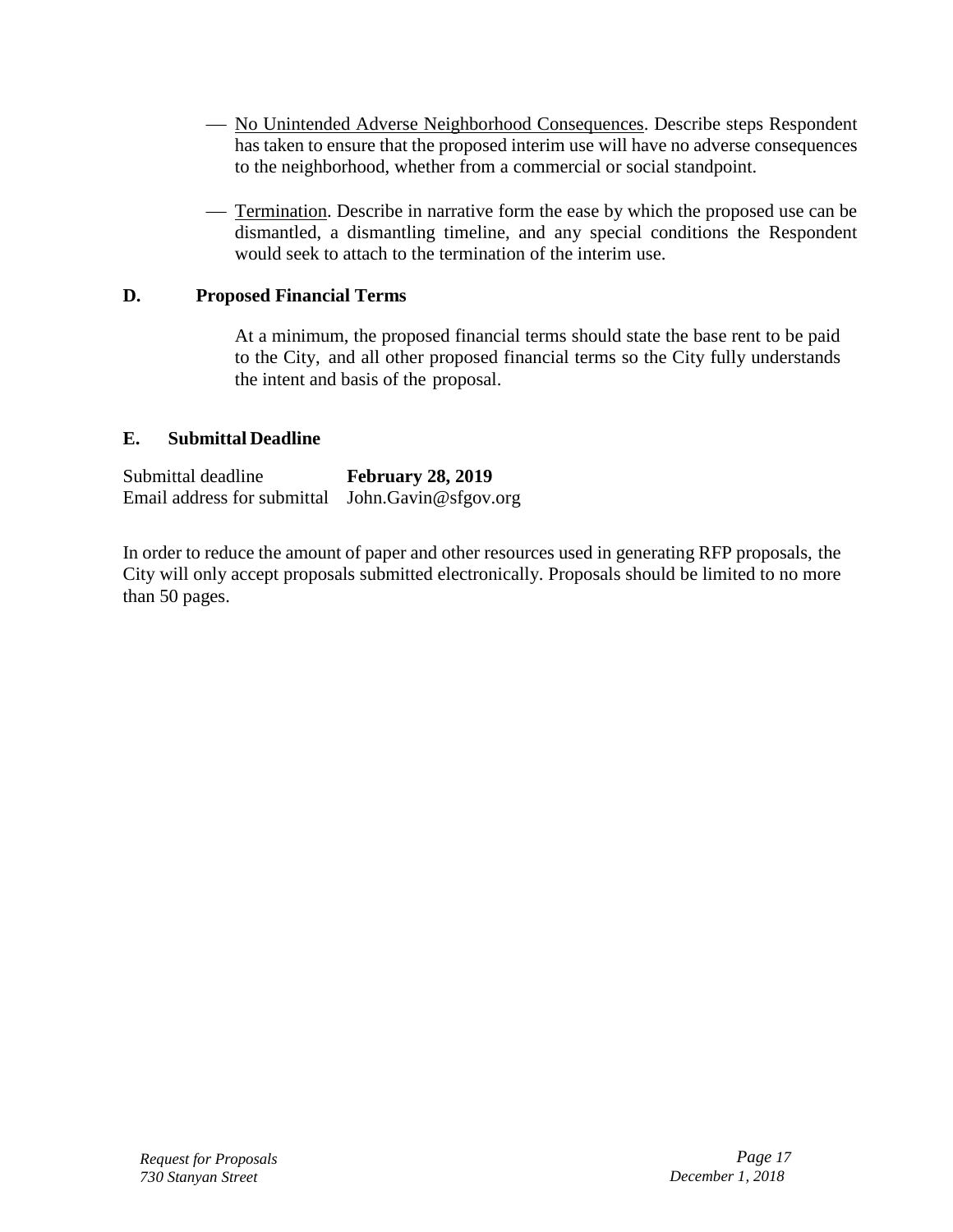- <u>No Unintended Adverse Neighborhood Consequences</u>. Describe steps Respondent has taken to ensure that the proposed interim use will have no adverse consequences to the neighborhood, whether from a commercial or social standpoint.

- <u>Termination</u>. Describe in narrative form the ease by which the proposed use can be dismantled, a dismantling timeline, and any special conditions the Respondent would seek to attach to the termination of the interim use.

### D. Proposed Financial Terms

At a minimum, the proposed financial terms should state the base rent to be paid to the City, and all other proposed financial terms so the City fully understands the intent and basis of the proposal.

### E. Submittal Deadline

Submittal deadline **February 28, 2019**
Email address for submittal John.Gavin@sfgov.org

In order to reduce the amount of paper and other resources used in generating RFP proposals, the City will only accept proposals submitted electronically. Proposals should be limited to no more than 50 pages.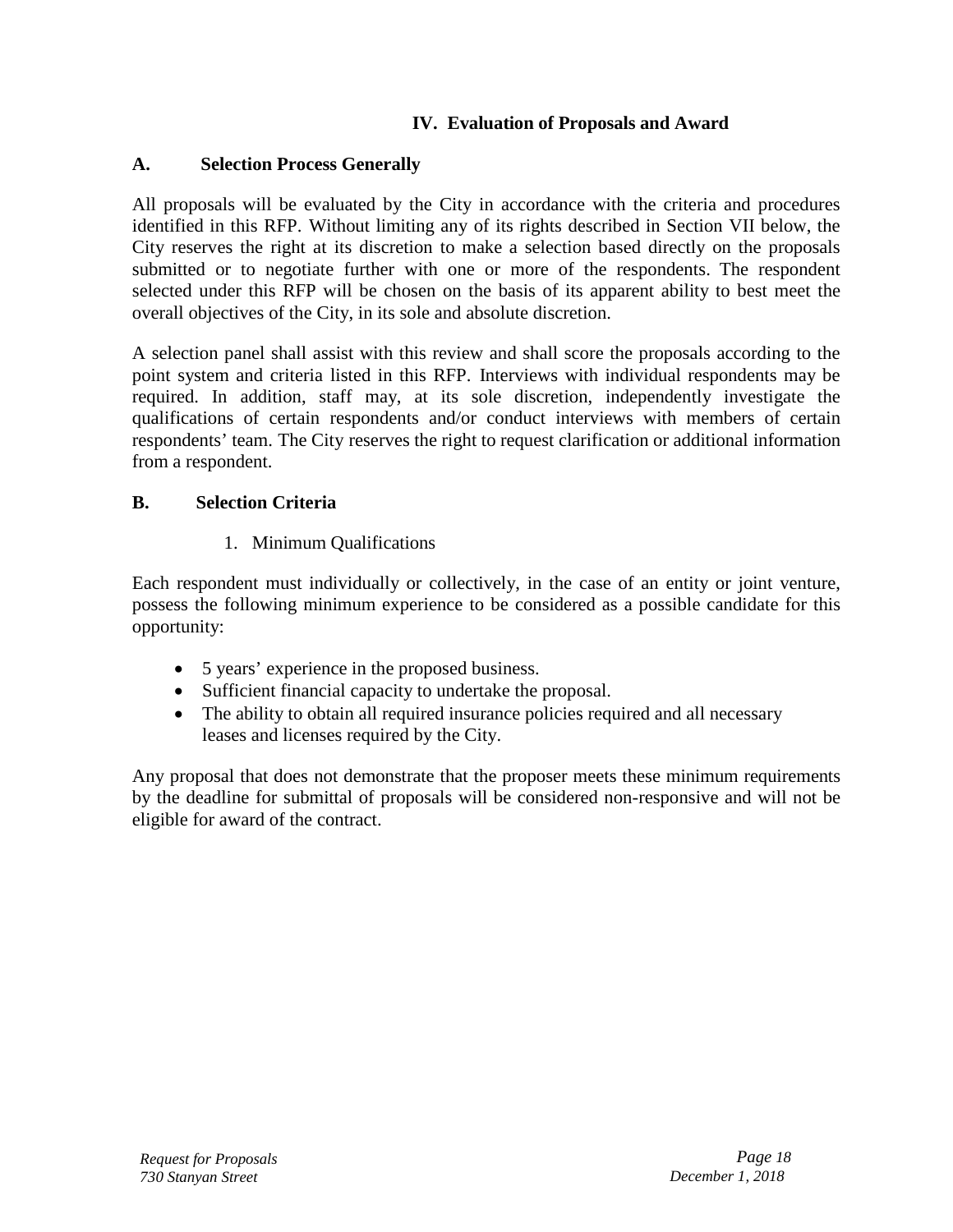## IV. Evaluation of Proposals and Award

### A. Selection Process Generally

All proposals will be evaluated by the City in accordance with the criteria and procedures identified in this RFP. Without limiting any of its rights described in Section VII below, the City reserves the right at its discretion to make a selection based directly on the proposals submitted or to negotiate further with one or more of the respondents. The respondent selected under this RFP will be chosen on the basis of its apparent ability to best meet the overall objectives of the City, in its sole and absolute discretion.

A selection panel shall assist with this review and shall score the proposals according to the point system and criteria listed in this RFP. Interviews with individual respondents may be required. In addition, staff may, at its sole discretion, independently investigate the qualifications of certain respondents and/or conduct interviews with members of certain respondents' team. The City reserves the right to request clarification or additional information from a respondent.

### B. Selection Criteria

1. Minimum Qualifications

Each respondent must individually or collectively, in the case of an entity or joint venture, possess the following minimum experience to be considered as a possible candidate for this opportunity:

- 5 years' experience in the proposed business.
- Sufficient financial capacity to undertake the proposal.
- The ability to obtain all required insurance policies required and all necessary leases and licenses required by the City.

Any proposal that does not demonstrate that the proposer meets these minimum requirements by the deadline for submittal of proposals will be considered non-responsive and will not be eligible for award of the contract.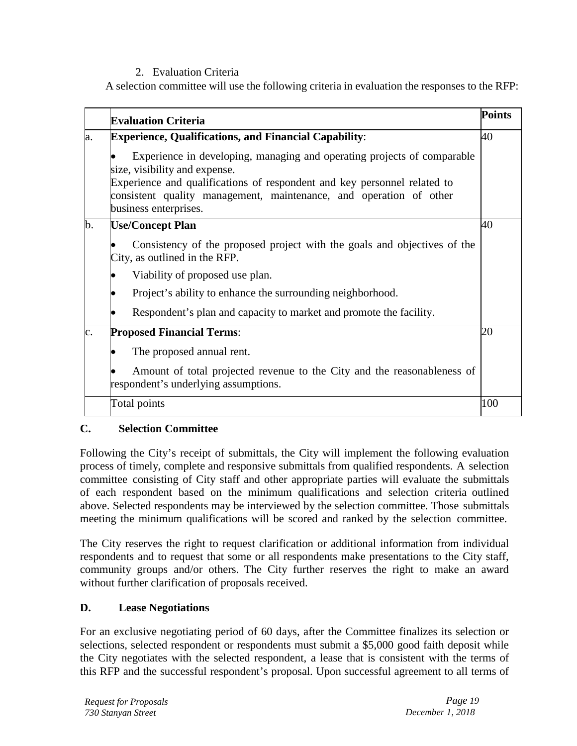2. Evaluation Criteria

A selection committee will use the following criteria in evaluation the responses to the RFP:

| | Evaluation Criteria | Points |
|---|---|---|
| a. | **Experience, Qualifications, and Financial Capability**:<br>• Experience in developing, managing and operating projects of comparable size, visibility and expense.<br>Experience and qualifications of respondent and key personnel related to consistent quality management, maintenance, and operation of other business enterprises. | 40 |
| b. | **Use/Concept Plan**<br>• Consistency of the proposed project with the goals and objectives of the City, as outlined in the RFP.<br>• Viability of proposed use plan.<br>• Project's ability to enhance the surrounding neighborhood.<br>• Respondent's plan and capacity to market and promote the facility. | 40 |
| c. | **Proposed Financial Terms**:<br>• The proposed annual rent.<br>• Amount of total projected revenue to the City and the reasonableness of respondent's underlying assumptions. | 20 |
| | Total points | 100 |

## C. Selection Committee

Following the City's receipt of submittals, the City will implement the following evaluation process of timely, complete and responsive submittals from qualified respondents. A selection committee consisting of City staff and other appropriate parties will evaluate the submittals of each respondent based on the minimum qualifications and selection criteria outlined above. Selected respondents may be interviewed by the selection committee. Those submittals meeting the minimum qualifications will be scored and ranked by the selection committee.

The City reserves the right to request clarification or additional information from individual respondents and to request that some or all respondents make presentations to the City staff, community groups and/or others. The City further reserves the right to make an award without further clarification of proposals received.

## D. Lease Negotiations

For an exclusive negotiating period of 60 days, after the Committee finalizes its selection or selections, selected respondent or respondents must submit a $5,000 good faith deposit while the City negotiates with the selected respondent, a lease that is consistent with the terms of this RFP and the successful respondent's proposal. Upon successful agreement to all terms of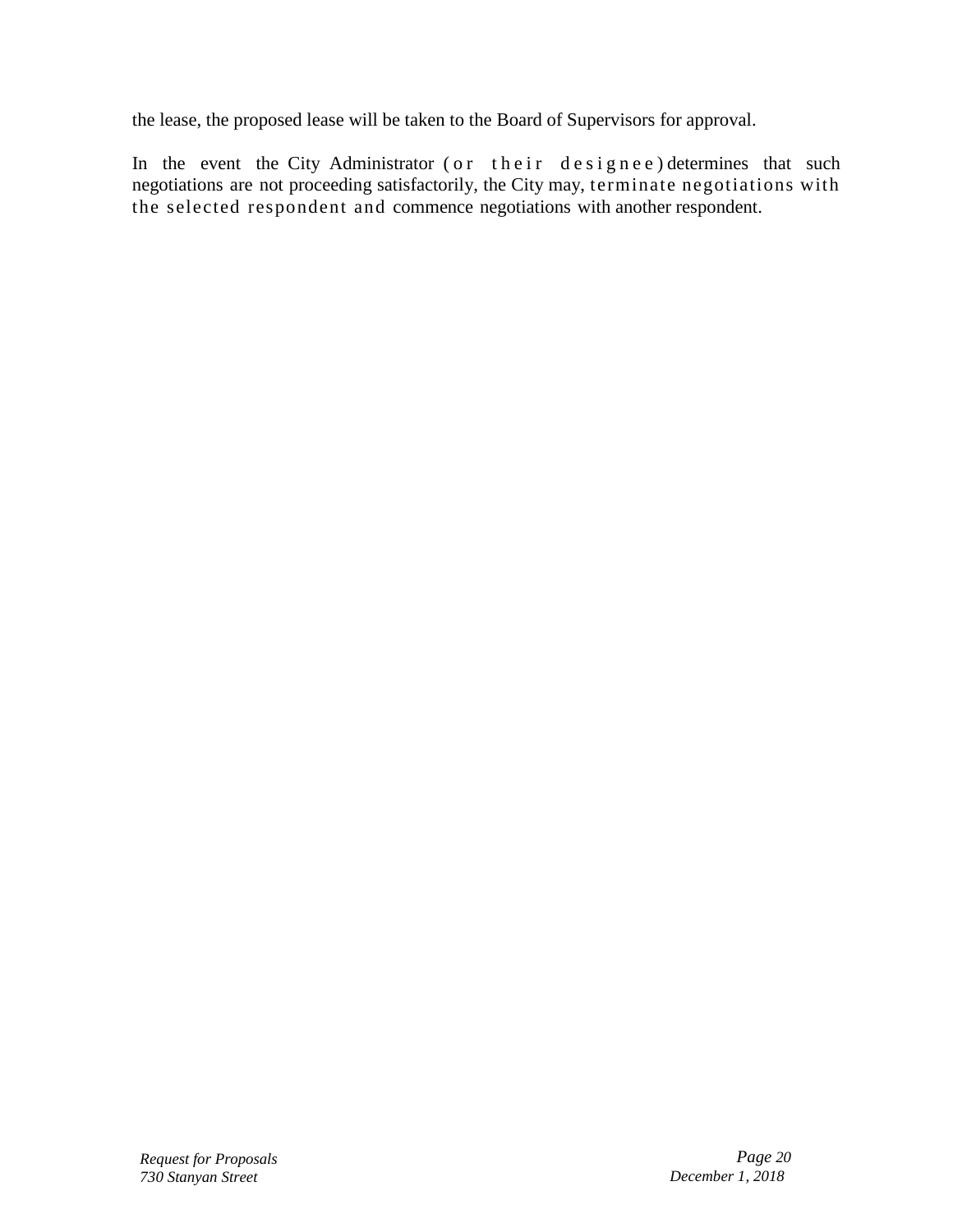the lease, the proposed lease will be taken to the Board of Supervisors for approval.

In the event the City Administrator (or their designee) determines that such negotiations are not proceeding satisfactorily, the City may, terminate negotiations with the selected respondent and commence negotiations with another respondent.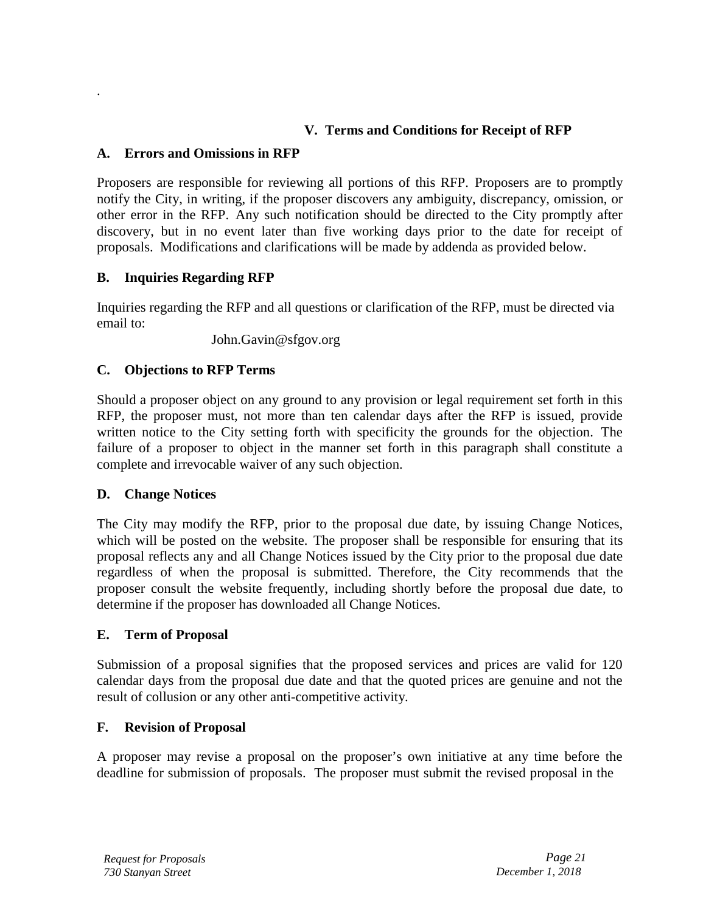## V. Terms and Conditions for Receipt of RFP

### A. Errors and Omissions in RFP

Proposers are responsible for reviewing all portions of this RFP. Proposers are to promptly notify the City, in writing, if the proposer discovers any ambiguity, discrepancy, omission, or other error in the RFP. Any such notification should be directed to the City promptly after discovery, but in no event later than five working days prior to the date for receipt of proposals. Modifications and clarifications will be made by addenda as provided below.

### B. Inquiries Regarding RFP

Inquiries regarding the RFP and all questions or clarification of the RFP, must be directed via email to:

John.Gavin@sfgov.org

### C. Objections to RFP Terms

Should a proposer object on any ground to any provision or legal requirement set forth in this RFP, the proposer must, not more than ten calendar days after the RFP is issued, provide written notice to the City setting forth with specificity the grounds for the objection. The failure of a proposer to object in the manner set forth in this paragraph shall constitute a complete and irrevocable waiver of any such objection.

### D. Change Notices

The City may modify the RFP, prior to the proposal due date, by issuing Change Notices, which will be posted on the website. The proposer shall be responsible for ensuring that its proposal reflects any and all Change Notices issued by the City prior to the proposal due date regardless of when the proposal is submitted. Therefore, the City recommends that the proposer consult the website frequently, including shortly before the proposal due date, to determine if the proposer has downloaded all Change Notices.

### E. Term of Proposal

Submission of a proposal signifies that the proposed services and prices are valid for 120 calendar days from the proposal due date and that the quoted prices are genuine and not the result of collusion or any other anti-competitive activity.

### F. Revision of Proposal

A proposer may revise a proposal on the proposer's own initiative at any time before the deadline for submission of proposals. The proposer must submit the revised proposal in the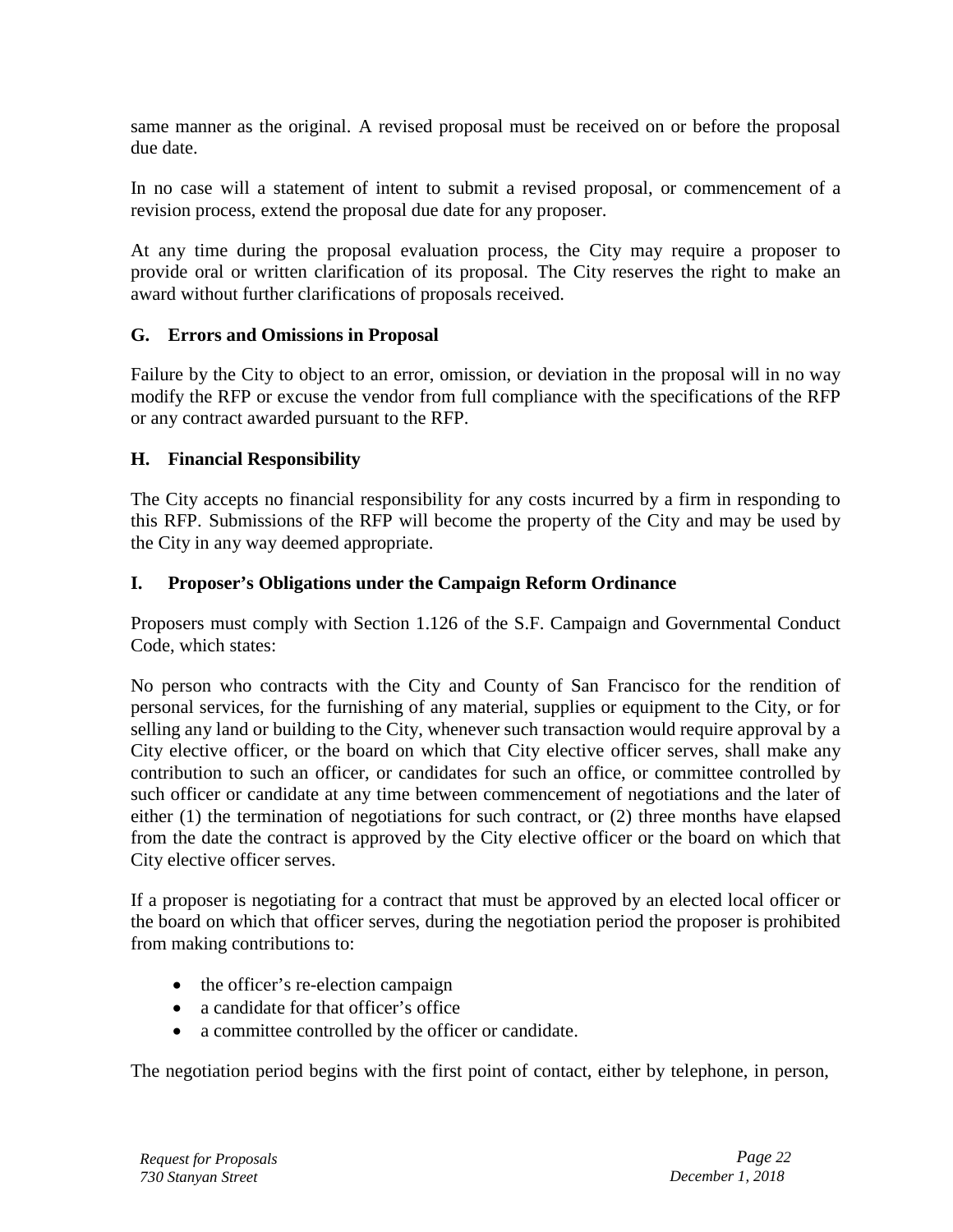same manner as the original. A revised proposal must be received on or before the proposal due date.

In no case will a statement of intent to submit a revised proposal, or commencement of a revision process, extend the proposal due date for any proposer.

At any time during the proposal evaluation process, the City may require a proposer to provide oral or written clarification of its proposal. The City reserves the right to make an award without further clarifications of proposals received.

### G. Errors and Omissions in Proposal

Failure by the City to object to an error, omission, or deviation in the proposal will in no way modify the RFP or excuse the vendor from full compliance with the specifications of the RFP or any contract awarded pursuant to the RFP.

### H. Financial Responsibility

The City accepts no financial responsibility for any costs incurred by a firm in responding to this RFP. Submissions of the RFP will become the property of the City and may be used by the City in any way deemed appropriate.

### I. Proposer's Obligations under the Campaign Reform Ordinance

Proposers must comply with Section 1.126 of the S.F. Campaign and Governmental Conduct Code, which states:

No person who contracts with the City and County of San Francisco for the rendition of personal services, for the furnishing of any material, supplies or equipment to the City, or for selling any land or building to the City, whenever such transaction would require approval by a City elective officer, or the board on which that City elective officer serves, shall make any contribution to such an officer, or candidates for such an office, or committee controlled by such officer or candidate at any time between commencement of negotiations and the later of either (1) the termination of negotiations for such contract, or (2) three months have elapsed from the date the contract is approved by the City elective officer or the board on which that City elective officer serves.

If a proposer is negotiating for a contract that must be approved by an elected local officer or the board on which that officer serves, during the negotiation period the proposer is prohibited from making contributions to:

- the officer's re-election campaign
- a candidate for that officer's office
- a committee controlled by the officer or candidate.

The negotiation period begins with the first point of contact, either by telephone, in person,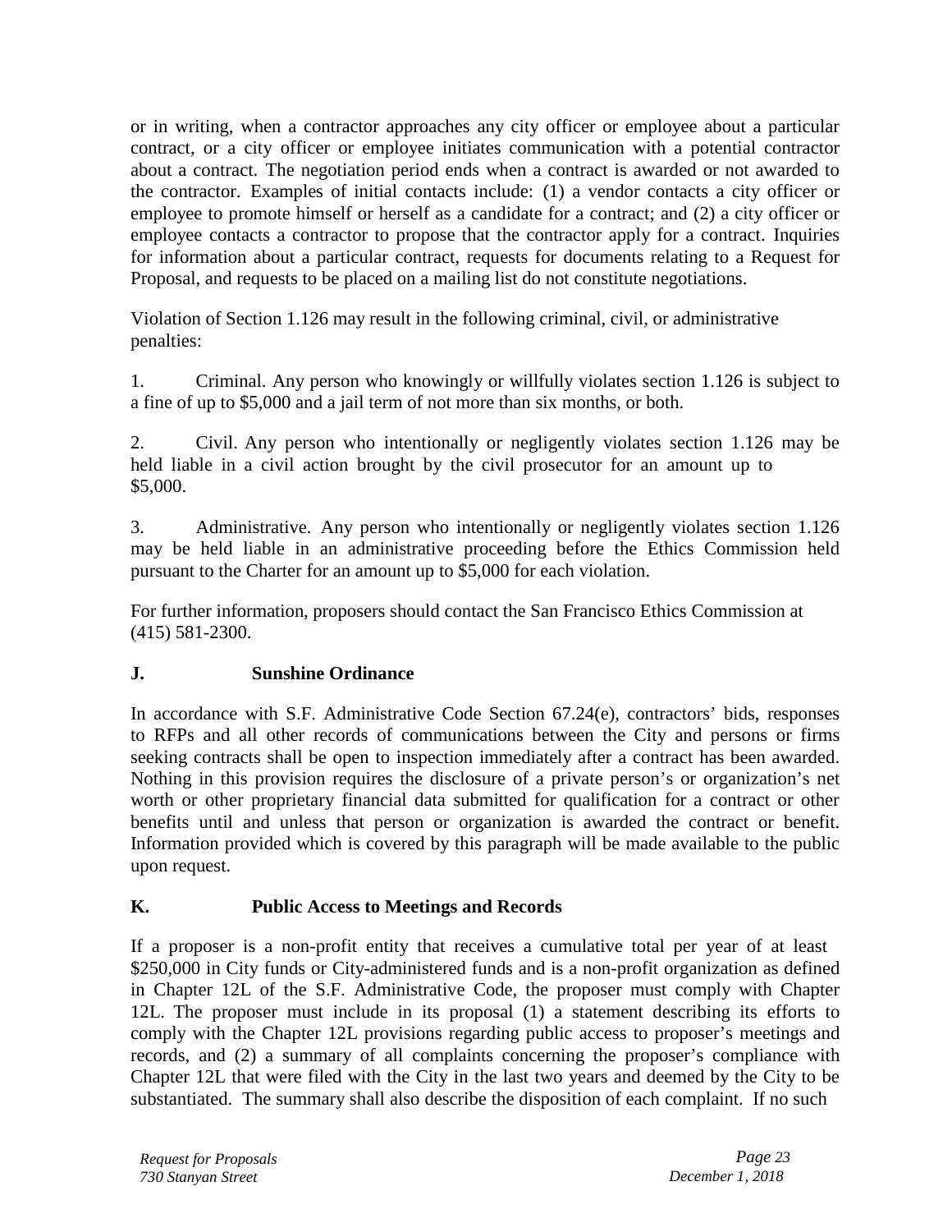or in writing, when a contractor approaches any city officer or employee about a particular contract, or a city officer or employee initiates communication with a potential contractor about a contract. The negotiation period ends when a contract is awarded or not awarded to the contractor. Examples of initial contacts include: (1) a vendor contacts a city officer or employee to promote himself or herself as a candidate for a contract; and (2) a city officer or employee contacts a contractor to propose that the contractor apply for a contract. Inquiries for information about a particular contract, requests for documents relating to a Request for Proposal, and requests to be placed on a mailing list do not constitute negotiations.

Violation of Section 1.126 may result in the following criminal, civil, or administrative penalties:

1. Criminal. Any person who knowingly or willfully violates section 1.126 is subject to a fine of up to $5,000 and a jail term of not more than six months, or both.

2. Civil. Any person who intentionally or negligently violates section 1.126 may be held liable in a civil action brought by the civil prosecutor for an amount up to $5,000.

3. Administrative. Any person who intentionally or negligently violates section 1.126 may be held liable in an administrative proceeding before the Ethics Commission held pursuant to the Charter for an amount up to $5,000 for each violation.

For further information, proposers should contact the San Francisco Ethics Commission at (415) 581-2300.

**J. Sunshine Ordinance**

In accordance with S.F. Administrative Code Section 67.24(e), contractors' bids, responses to RFPs and all other records of communications between the City and persons or firms seeking contracts shall be open to inspection immediately after a contract has been awarded. Nothing in this provision requires the disclosure of a private person's or organization's net worth or other proprietary financial data submitted for qualification for a contract or other benefits until and unless that person or organization is awarded the contract or benefit. Information provided which is covered by this paragraph will be made available to the public upon request.

**K. Public Access to Meetings and Records**

If a proposer is a non-profit entity that receives a cumulative total per year of at least $250,000 in City funds or City-administered funds and is a non-profit organization as defined in Chapter 12L of the S.F. Administrative Code, the proposer must comply with Chapter 12L. The proposer must include in its proposal (1) a statement describing its efforts to comply with the Chapter 12L provisions regarding public access to proposer's meetings and records, and (2) a summary of all complaints concerning the proposer's compliance with Chapter 12L that were filed with the City in the last two years and deemed by the City to be substantiated. The summary shall also describe the disposition of each complaint. If no such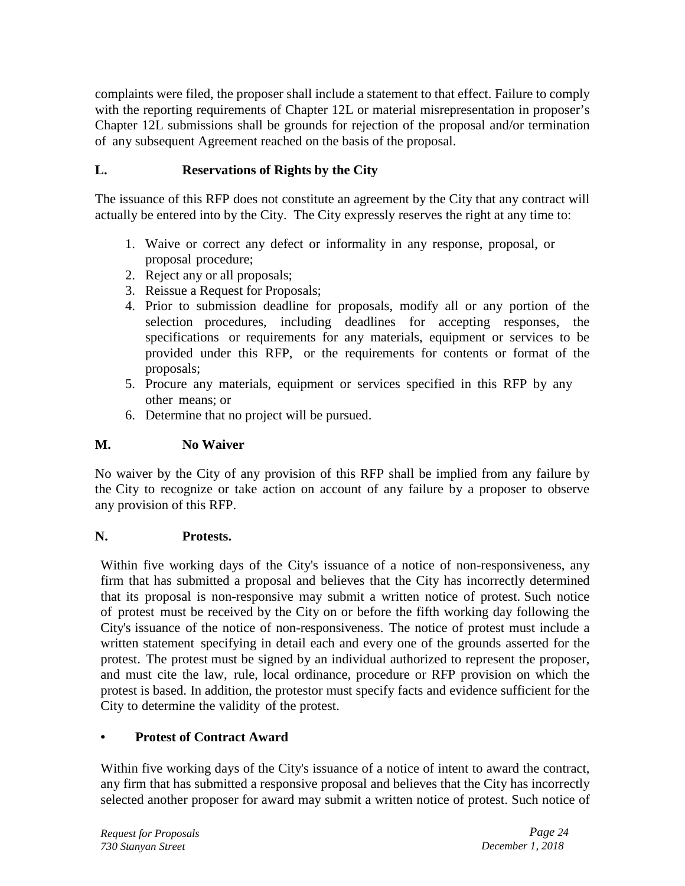complaints were filed, the proposer shall include a statement to that effect. Failure to comply with the reporting requirements of Chapter 12L or material misrepresentation in proposer's Chapter 12L submissions shall be grounds for rejection of the proposal and/or termination of any subsequent Agreement reached on the basis of the proposal.

### L. Reservations of Rights by the City

The issuance of this RFP does not constitute an agreement by the City that any contract will actually be entered into by the City. The City expressly reserves the right at any time to:

1. Waive or correct any defect or informality in any response, proposal, or proposal procedure;
2. Reject any or all proposals;
3. Reissue a Request for Proposals;
4. Prior to submission deadline for proposals, modify all or any portion of the selection procedures, including deadlines for accepting responses, the specifications or requirements for any materials, equipment or services to be provided under this RFP, or the requirements for contents or format of the proposals;
5. Procure any materials, equipment or services specified in this RFP by any other means; or
6. Determine that no project will be pursued.

### M. No Waiver

No waiver by the City of any provision of this RFP shall be implied from any failure by the City to recognize or take action on account of any failure by a proposer to observe any provision of this RFP.

### N. Protests.

Within five working days of the City's issuance of a notice of non-responsiveness, any firm that has submitted a proposal and believes that the City has incorrectly determined that its proposal is non-responsive may submit a written notice of protest. Such notice of protest must be received by the City on or before the fifth working day following the City's issuance of the notice of non-responsiveness. The notice of protest must include a written statement specifying in detail each and every one of the grounds asserted for the protest. The protest must be signed by an individual authorized to represent the proposer, and must cite the law, rule, local ordinance, procedure or RFP provision on which the protest is based. In addition, the protestor must specify facts and evidence sufficient for the City to determine the validity of the protest.

- **Protest of Contract Award**

Within five working days of the City's issuance of a notice of intent to award the contract, any firm that has submitted a responsive proposal and believes that the City has incorrectly selected another proposer for award may submit a written notice of protest. Such notice of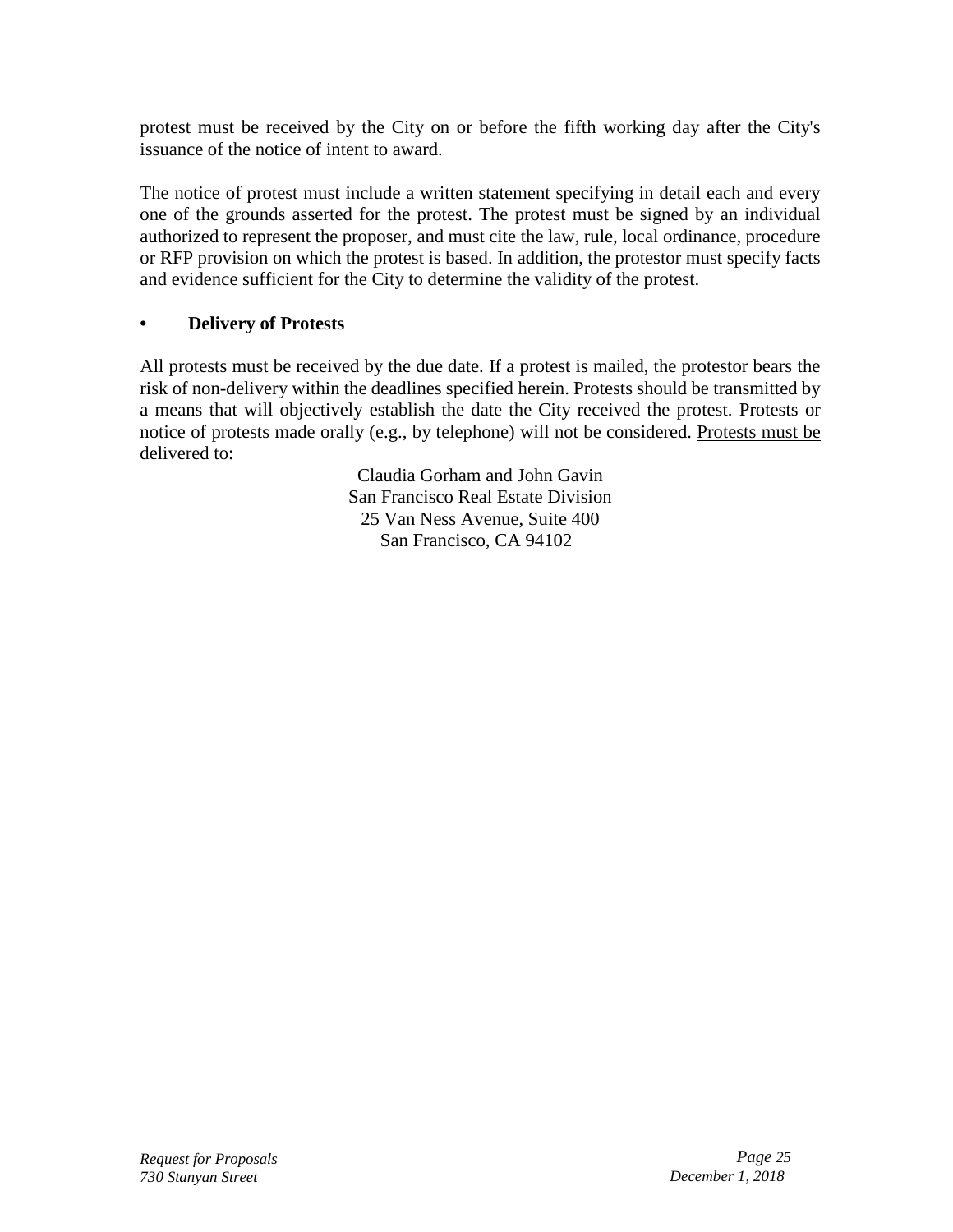protest must be received by the City on or before the fifth working day after the City's issuance of the notice of intent to award.

The notice of protest must include a written statement specifying in detail each and every one of the grounds asserted for the protest. The protest must be signed by an individual authorized to represent the proposer, and must cite the law, rule, local ordinance, procedure or RFP provision on which the protest is based. In addition, the protestor must specify facts and evidence sufficient for the City to determine the validity of the protest.

- **Delivery of Protests**

All protests must be received by the due date. If a protest is mailed, the protestor bears the risk of non-delivery within the deadlines specified herein. Protests should be transmitted by a means that will objectively establish the date the City received the protest. Protests or notice of protests made orally (e.g., by telephone) will not be considered. <u>Protests must be delivered to</u>:

Claudia Gorham and John Gavin
San Francisco Real Estate Division
25 Van Ness Avenue, Suite 400
San Francisco, CA 94102